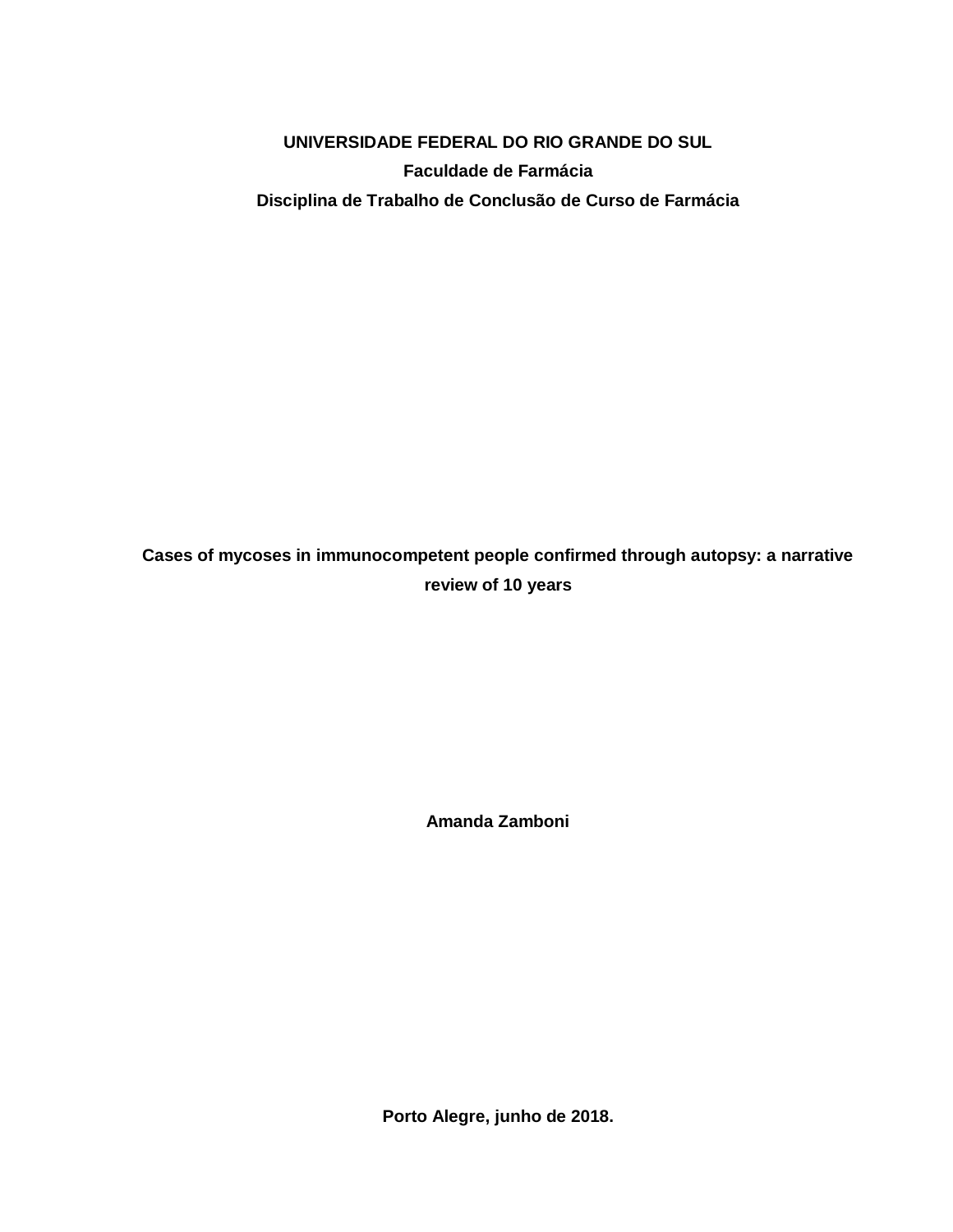**UNIVERSIDADE FEDERAL DO RIO GRANDE DO SUL**

**Faculdade de Farmácia**

**Disciplina de Trabalho de Conclusão de Curso de Farmácia**

# Cases of mycoses in immunocompetent people confirmed through autopsy: a narrative review of 10 years

**Amanda Zamboni**

**Porto Alegre, junho de 2018.**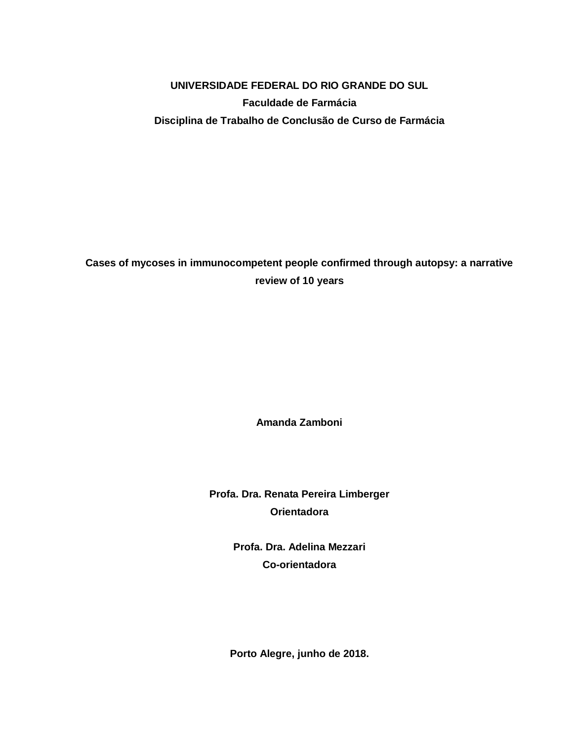**UNIVERSIDADE FEDERAL DO RIO GRANDE DO SUL**

**Faculdade de Farmácia**

**Disciplina de Trabalho de Conclusão de Curso de Farmácia**

# Cases of mycoses in immunocompetent people confirmed through autopsy: a narrative review of 10 years

**Amanda Zamboni**

**Profa. Dra. Renata Pereira Limberger**

**Orientadora**

**Profa. Dra. Adelina Mezzari**

**Co-orientadora**

**Porto Alegre, junho de 2018.**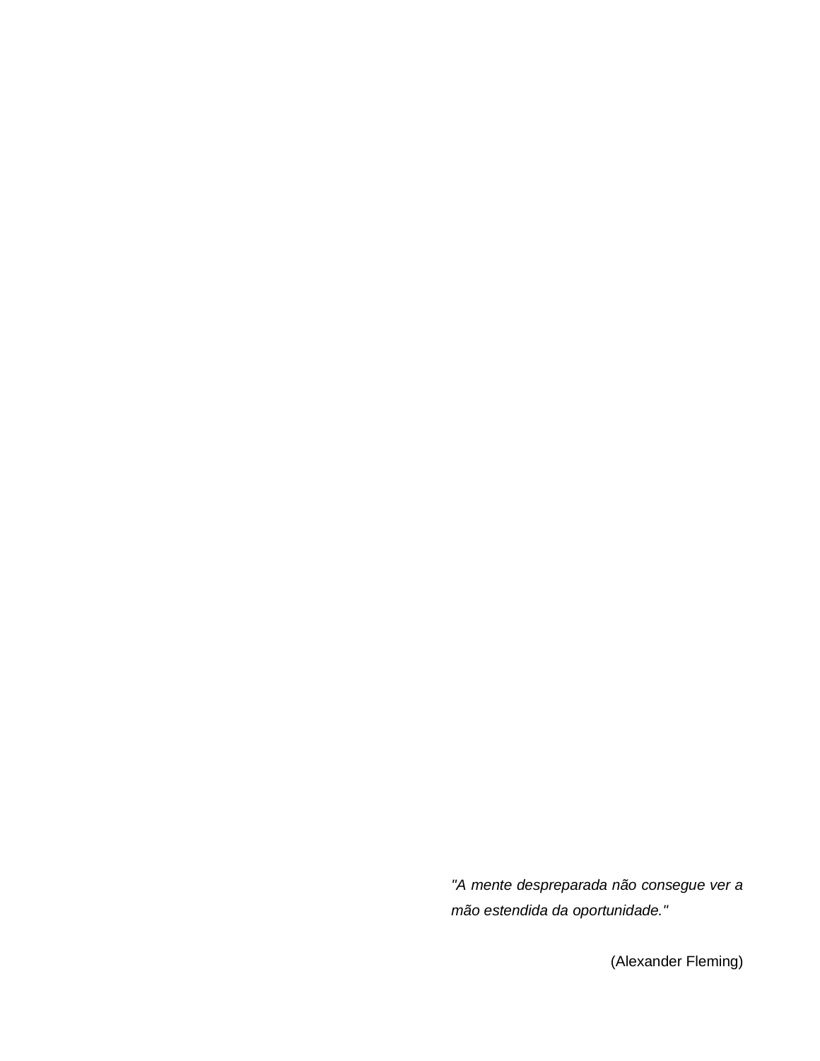*"A mente despreparada não consegue ver a mão estendida da oportunidade."*

(Alexander Fleming)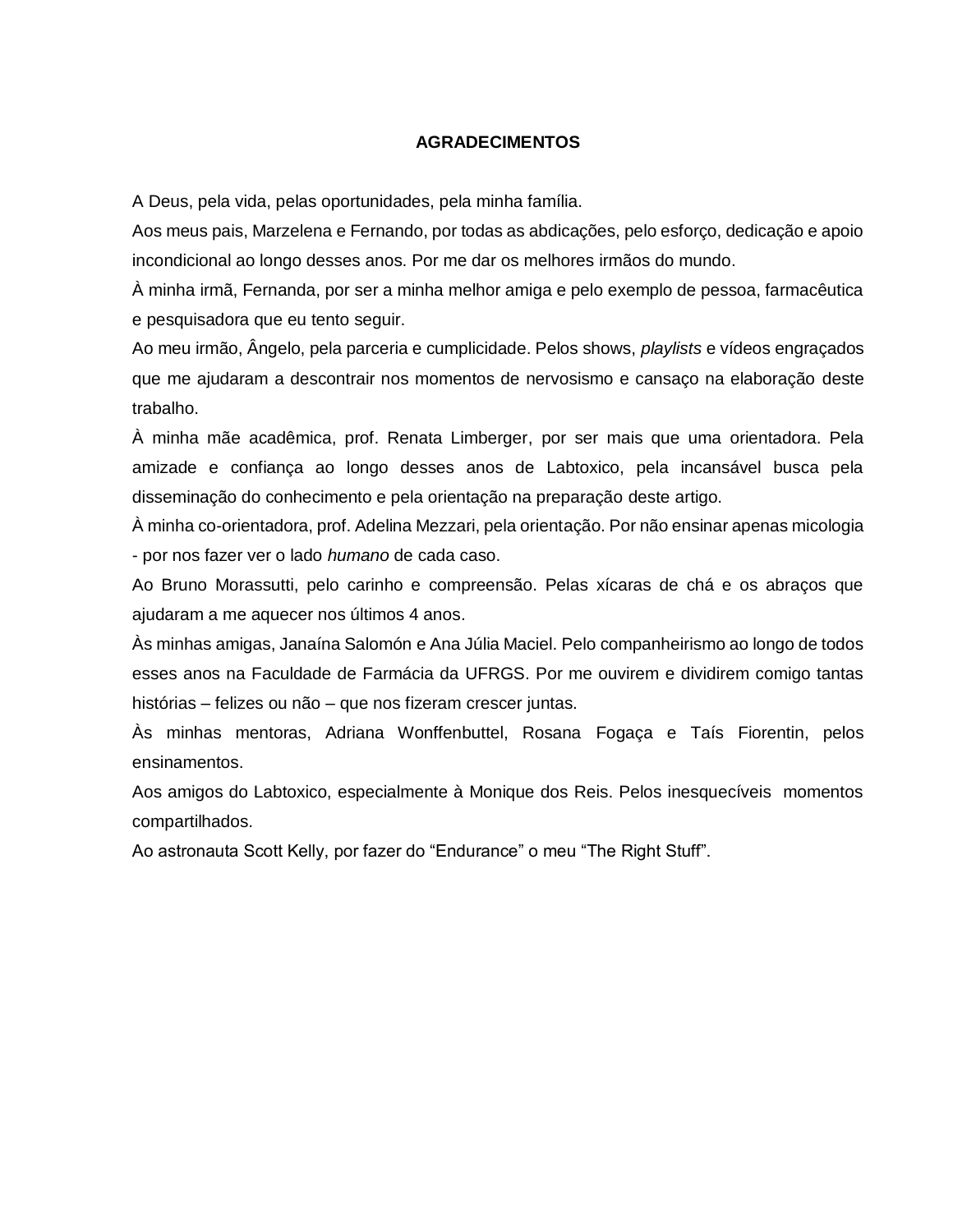# AGRADECIMENTOS

A Deus, pela vida, pelas oportunidades, pela minha família.

Aos meus pais, Marzelena e Fernando, por todas as abdicações, pelo esforço, dedicação e apoio incondicional ao longo desses anos. Por me dar os melhores irmãos do mundo.

À minha irmã, Fernanda, por ser a minha melhor amiga e pelo exemplo de pessoa, farmacêutica e pesquisadora que eu tento seguir.

Ao meu irmão, Ângelo, pela parceria e cumplicidade. Pelos shows, *playlists* e vídeos engraçados que me ajudaram a descontrair nos momentos de nervosismo e cansaço na elaboração deste trabalho.

À minha mãe acadêmica, prof. Renata Limberger, por ser mais que uma orientadora. Pela amizade e confiança ao longo desses anos de Labtoxico, pela incansável busca pela disseminação do conhecimento e pela orientação na preparação deste artigo.

À minha co-orientadora, prof. Adelina Mezzari, pela orientação. Por não ensinar apenas micologia - por nos fazer ver o lado *humano* de cada caso.

Ao Bruno Morassutti, pelo carinho e compreensão. Pelas xícaras de chá e os abraços que ajudaram a me aquecer nos últimos 4 anos.

Às minhas amigas, Janaína Salomón e Ana Júlia Maciel. Pelo companheirismo ao longo de todos esses anos na Faculdade de Farmácia da UFRGS. Por me ouvirem e dividirem comigo tantas histórias – felizes ou não – que nos fizeram crescer juntas.

Às minhas mentoras, Adriana Wonffenbuttel, Rosana Fogaça e Taís Fiorentin, pelos ensinamentos.

Aos amigos do Labtoxico, especialmente à Monique dos Reis. Pelos inesquecíveis momentos compartilhados.

Ao astronauta Scott Kelly, por fazer do “Endurance” o meu “The Right Stuff”.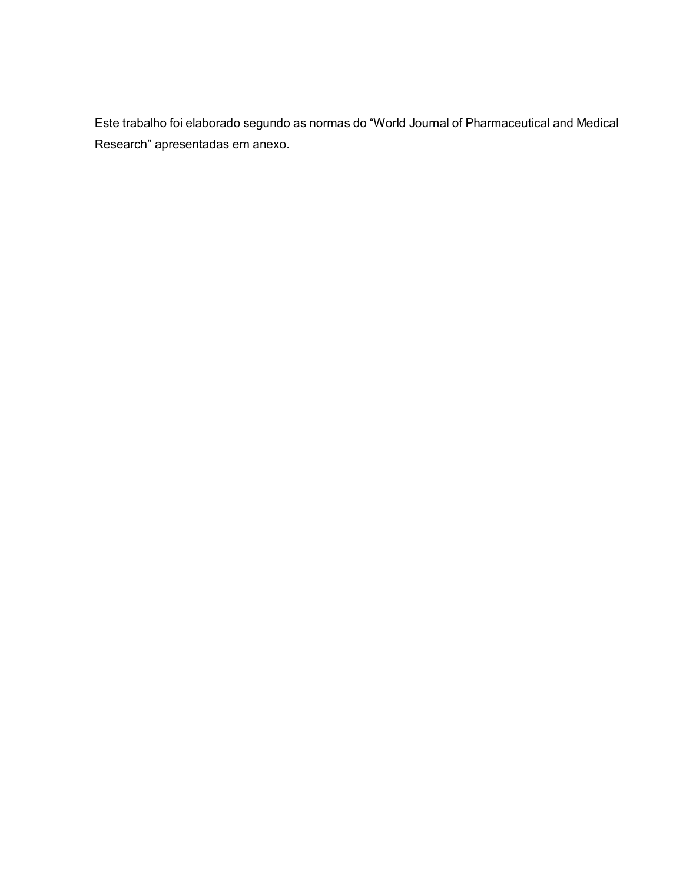Este trabalho foi elaborado segundo as normas do “World Journal of Pharmaceutical and Medical Research” apresentadas em anexo.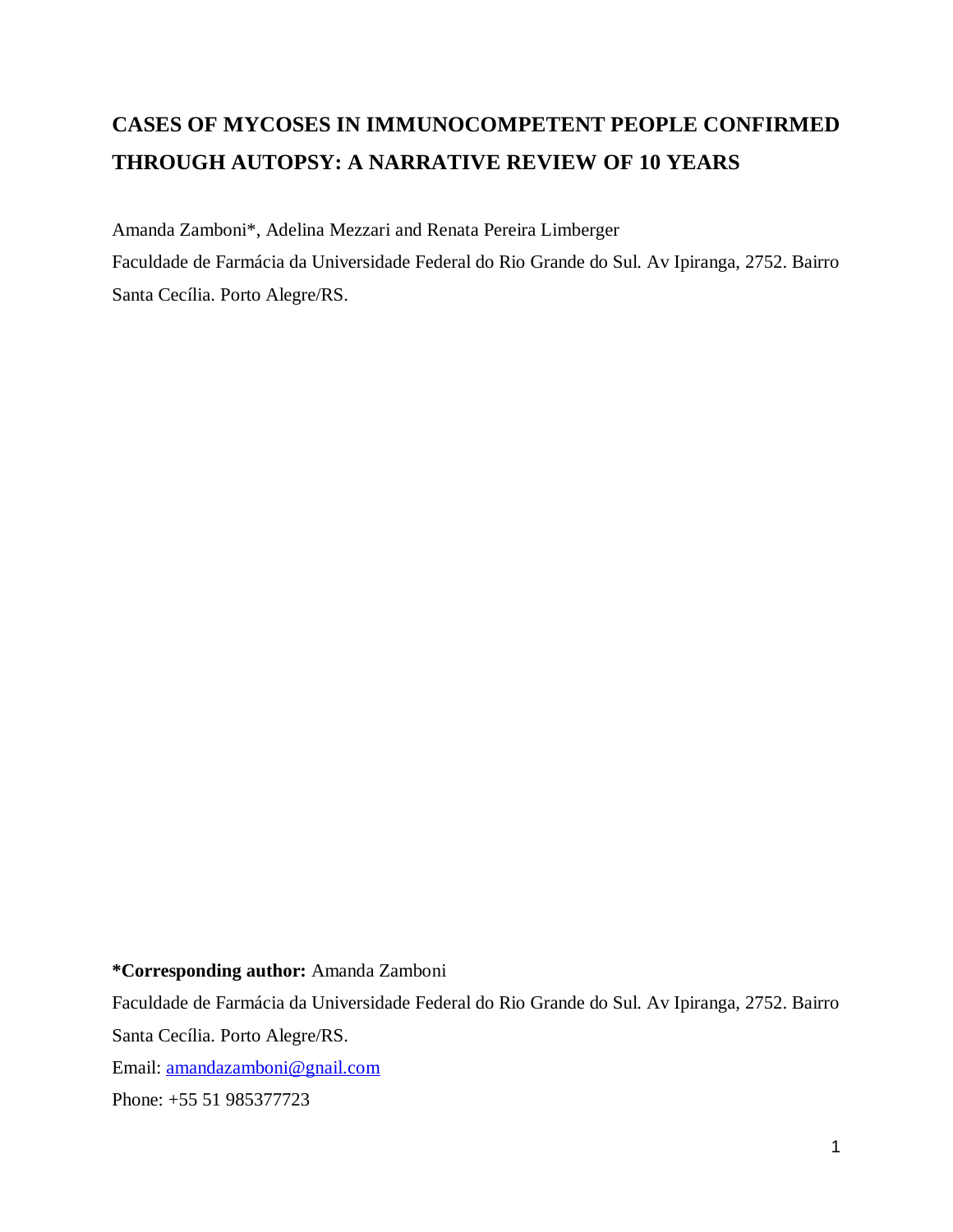# CASES OF MYCOSES IN IMMUNOCOMPETENT PEOPLE CONFIRMED THROUGH AUTOPSY: A NARRATIVE REVIEW OF 10 YEARS

Amanda Zamboni*, Adelina Mezzari and Renata Pereira Limberger

Faculdade de Farmácia da Universidade Federal do Rio Grande do Sul. Av Ipiranga, 2752. Bairro Santa Cecília. Porto Alegre/RS.

**\*Corresponding author:** Amanda Zamboni

Faculdade de Farmácia da Universidade Federal do Rio Grande do Sul. Av Ipiranga, 2752. Bairro Santa Cecília. Porto Alegre/RS.

Email: amandazamboni@gnail.com

Phone: +55 51 985377723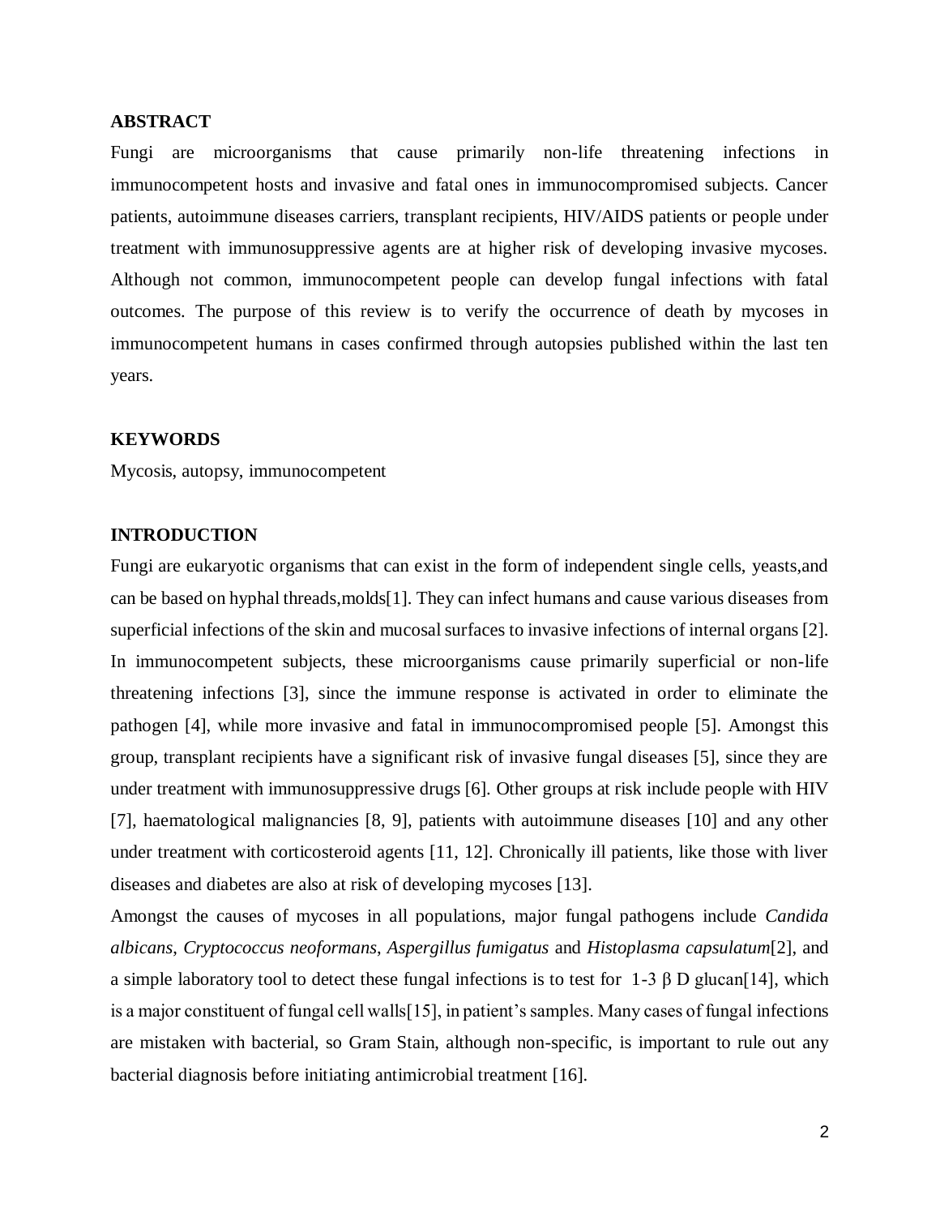## ABSTRACT

Fungi are microorganisms that cause primarily non-life threatening infections in immunocompetent hosts and invasive and fatal ones in immunocompromised subjects. Cancer patients, autoimmune diseases carriers, transplant recipients, HIV/AIDS patients or people under treatment with immunosuppressive agents are at higher risk of developing invasive mycoses. Although not common, immunocompetent people can develop fungal infections with fatal outcomes. The purpose of this review is to verify the occurrence of death by mycoses in immunocompetent humans in cases confirmed through autopsies published within the last ten years.

## KEYWORDS

Mycosis, autopsy, immunocompetent

## INTRODUCTION

Fungi are eukaryotic organisms that can exist in the form of independent single cells, yeasts,and can be based on hyphal threads,molds[1]. They can infect humans and cause various diseases from superficial infections of the skin and mucosal surfaces to invasive infections of internal organs [2]. In immunocompetent subjects, these microorganisms cause primarily superficial or non-life threatening infections [3], since the immune response is activated in order to eliminate the pathogen [4], while more invasive and fatal in immunocompromised people [5]. Amongst this group, transplant recipients have a significant risk of invasive fungal diseases [5], since they are under treatment with immunosuppressive drugs [6]. Other groups at risk include people with HIV [7], haematological malignancies [8, 9], patients with autoimmune diseases [10] and any other under treatment with corticosteroid agents [11, 12]. Chronically ill patients, like those with liver diseases and diabetes are also at risk of developing mycoses [13].

Amongst the causes of mycoses in all populations, major fungal pathogens include *Candida albicans*, *Cryptococcus neoformans*, *Aspergillus fumigatus* and *Histoplasma capsulatum*[2], and a simple laboratory tool to detect these fungal infections is to test for 1-3 β D glucan[14], which is a major constituent of fungal cell walls[15], in patient's samples. Many cases of fungal infections are mistaken with bacterial, so Gram Stain, although non-specific, is important to rule out any bacterial diagnosis before initiating antimicrobial treatment [16].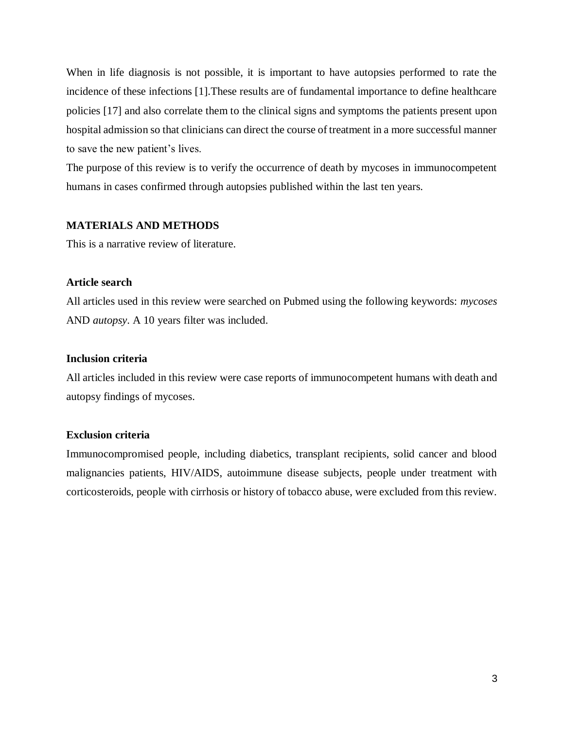When in life diagnosis is not possible, it is important to have autopsies performed to rate the incidence of these infections [1].These results are of fundamental importance to define healthcare policies [17] and also correlate them to the clinical signs and symptoms the patients present upon hospital admission so that clinicians can direct the course of treatment in a more successful manner to save the new patient's lives.

The purpose of this review is to verify the occurrence of death by mycoses in immunocompetent humans in cases confirmed through autopsies published within the last ten years.

## MATERIALS AND METHODS

This is a narrative review of literature.

### Article search

All articles used in this review were searched on Pubmed using the following keywords: *mycoses* AND *autopsy*. A 10 years filter was included.

### Inclusion criteria

All articles included in this review were case reports of immunocompetent humans with death and autopsy findings of mycoses.

### Exclusion criteria

Immunocompromised people, including diabetics, transplant recipients, solid cancer and blood malignancies patients, HIV/AIDS, autoimmune disease subjects, people under treatment with corticosteroids, people with cirrhosis or history of tobacco abuse, were excluded from this review.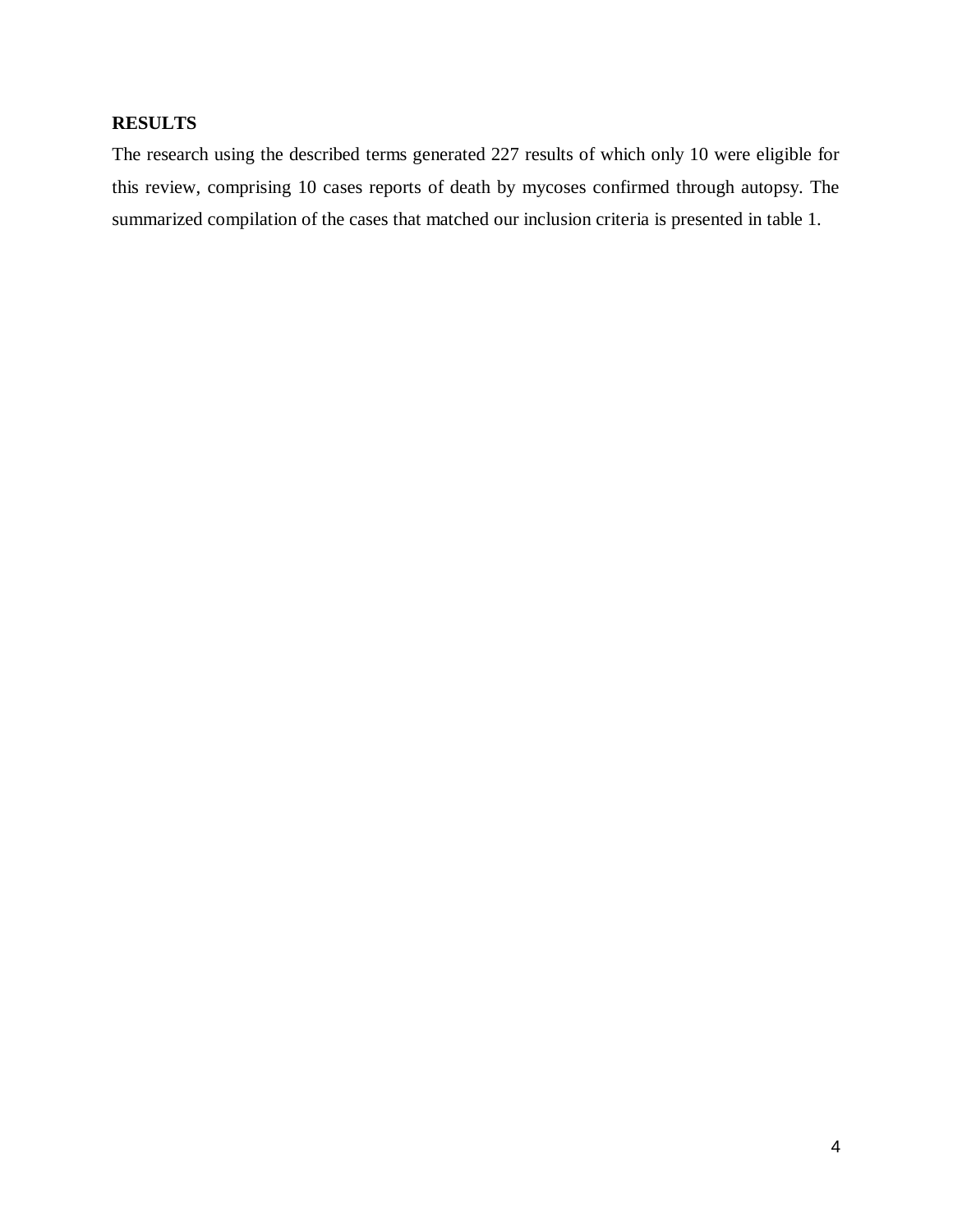## RESULTS

The research using the described terms generated 227 results of which only 10 were eligible for this review, comprising 10 cases reports of death by mycoses confirmed through autopsy. The summarized compilation of the cases that matched our inclusion criteria is presented in table 1.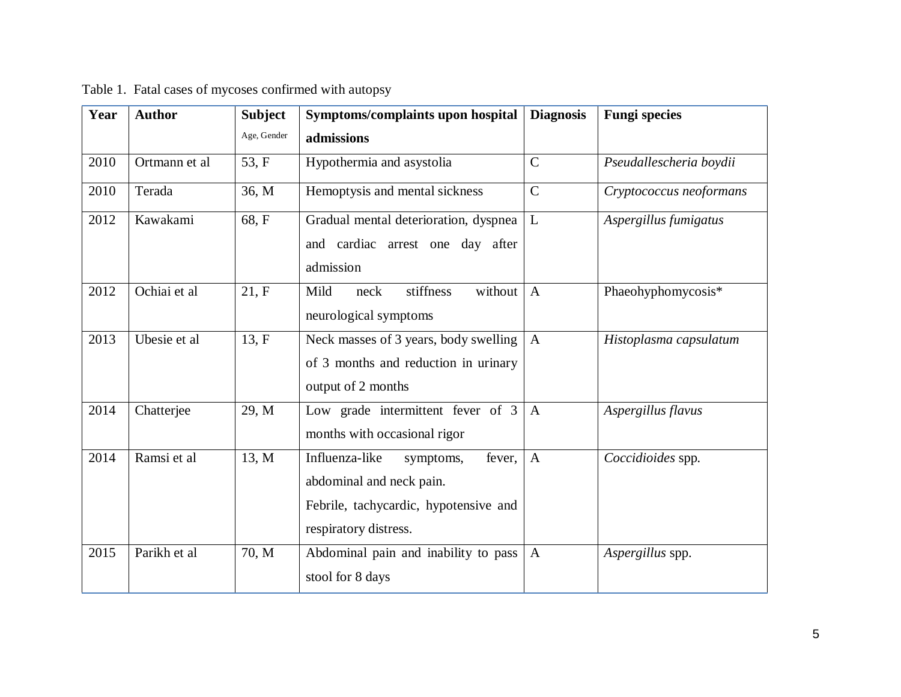Table 1. Fatal cases of mycoses confirmed with autopsy

| Year | Author | Subject<br>Age, Gender | Symptoms/complaints upon hospital admissions | Diagnosis | Fungi species |
|---|---|---|---|---|---|
| 2010 | Ortmann et al | 53, F | Hypothermia and asystolia | C | *Pseudallescheria boydii* |
| 2010 | Terada | 36, M | Hemoptysis and mental sickness | C | *Cryptococcus neoformans* |
| 2012 | Kawakami | 68, F | Gradual mental deterioration, dyspnea and cardiac arrest one day after admission | L | *Aspergillus fumigatus* |
| 2012 | Ochiai et al | 21, F | Mild neck stiffness without neurological symptoms | A | Phaeohyphomycosis* |
| 2013 | Ubesie et al | 13, F | Neck masses of 3 years, body swelling of 3 months and reduction in urinary output of 2 months | A | *Histoplasma capsulatum* |
| 2014 | Chatterjee | 29, M | Low grade intermittent fever of 3 months with occasional rigor | A | *Aspergillus flavus* |
| 2014 | Ramsi et al | 13, M | Influenza-like symptoms, fever, abdominal and neck pain.<br>Febrile, tachycardic, hypotensive and respiratory distress. | A | *Coccidioides* spp. |
| 2015 | Parikh et al | 70, M | Abdominal pain and inability to pass stool for 8 days | A | *Aspergillus* spp. |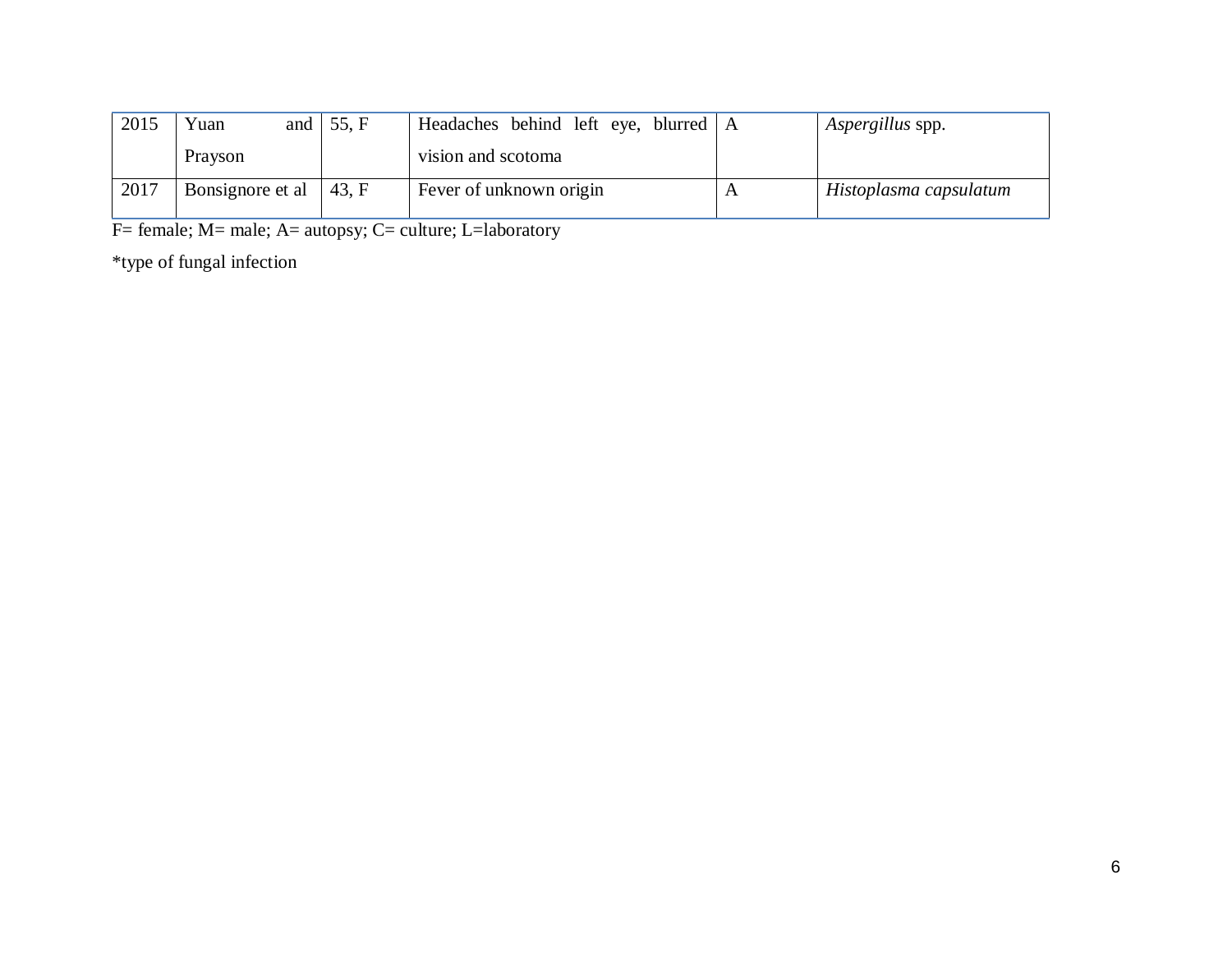| | | | | | |
|---|---|---|---|---|---|
| 2015 | Yuan and Prayson | 55, F | Headaches behind left eye, blurred vision and scotoma | A | *Aspergillus* spp. |
| 2017 | Bonsignore et al | 43, F | Fever of unknown origin | A | *Histoplasma capsulatum* |

F= female; M= male; A= autopsy; C= culture; L=laboratory

*type of fungal infection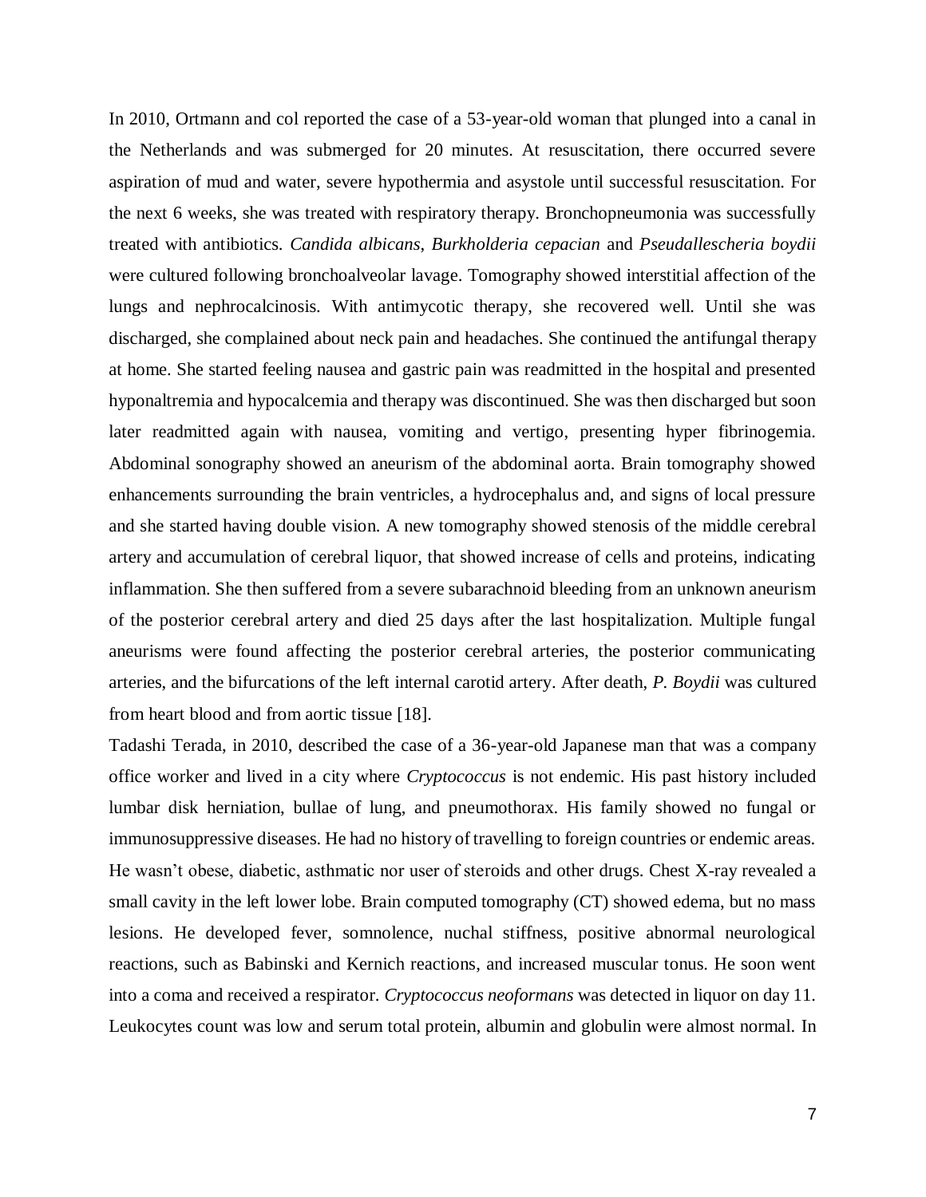In 2010, Ortmann and col reported the case of a 53-year-old woman that plunged into a canal in the Netherlands and was submerged for 20 minutes. At resuscitation, there occurred severe aspiration of mud and water, severe hypothermia and asystole until successful resuscitation. For the next 6 weeks, she was treated with respiratory therapy. Bronchopneumonia was successfully treated with antibiotics. *Candida albicans*, *Burkholderia cepacian* and *Pseudallescheria boydii* were cultured following bronchoalveolar lavage. Tomography showed interstitial affection of the lungs and nephrocalcinosis. With antimycotic therapy, she recovered well. Until she was discharged, she complained about neck pain and headaches. She continued the antifungal therapy at home. She started feeling nausea and gastric pain was readmitted in the hospital and presented hyponaltremia and hypocalcemia and therapy was discontinued. She was then discharged but soon later readmitted again with nausea, vomiting and vertigo, presenting hyper fibrinogemia. Abdominal sonography showed an aneurism of the abdominal aorta. Brain tomography showed enhancements surrounding the brain ventricles, a hydrocephalus and, and signs of local pressure and she started having double vision. A new tomography showed stenosis of the middle cerebral artery and accumulation of cerebral liquor, that showed increase of cells and proteins, indicating inflammation. She then suffered from a severe subarachnoid bleeding from an unknown aneurism of the posterior cerebral artery and died 25 days after the last hospitalization. Multiple fungal aneurisms were found affecting the posterior cerebral arteries, the posterior communicating arteries, and the bifurcations of the left internal carotid artery. After death, *P. Boydii* was cultured from heart blood and from aortic tissue [18].

Tadashi Terada, in 2010, described the case of a 36-year-old Japanese man that was a company office worker and lived in a city where *Cryptococcus* is not endemic. His past history included lumbar disk herniation, bullae of lung, and pneumothorax. His family showed no fungal or immunosuppressive diseases. He had no history of travelling to foreign countries or endemic areas. He wasn't obese, diabetic, asthmatic nor user of steroids and other drugs. Chest X-ray revealed a small cavity in the left lower lobe. Brain computed tomography (CT) showed edema, but no mass lesions. He developed fever, somnolence, nuchal stiffness, positive abnormal neurological reactions, such as Babinski and Kernich reactions, and increased muscular tonus. He soon went into a coma and received a respirator. *Cryptococcus neoformans* was detected in liquor on day 11. Leukocytes count was low and serum total protein, albumin and globulin were almost normal. In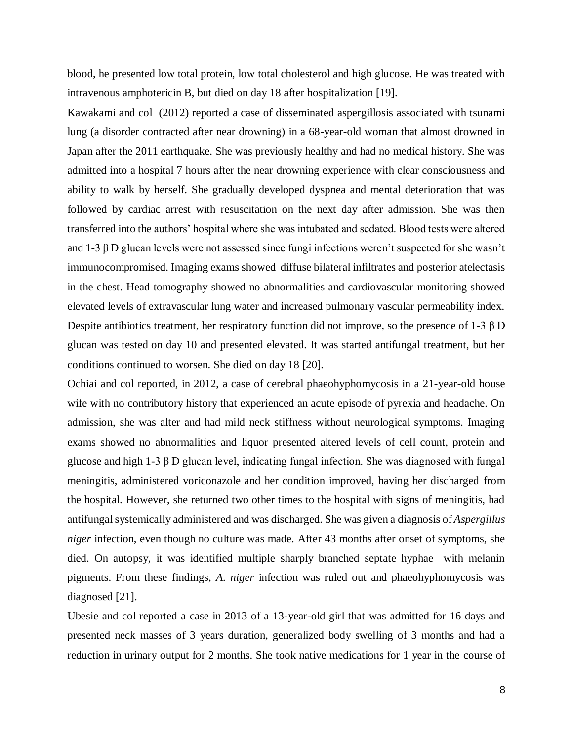blood, he presented low total protein, low total cholesterol and high glucose. He was treated with intravenous amphotericin B, but died on day 18 after hospitalization [19].

Kawakami and col (2012) reported a case of disseminated aspergillosis associated with tsunami lung (a disorder contracted after near drowning) in a 68-year-old woman that almost drowned in Japan after the 2011 earthquake. She was previously healthy and had no medical history. She was admitted into a hospital 7 hours after the near drowning experience with clear consciousness and ability to walk by herself. She gradually developed dyspnea and mental deterioration that was followed by cardiac arrest with resuscitation on the next day after admission. She was then transferred into the authors' hospital where she was intubated and sedated. Blood tests were altered and 1-3 β D glucan levels were not assessed since fungi infections weren't suspected for she wasn't immunocompromised. Imaging exams showed diffuse bilateral infiltrates and posterior atelectasis in the chest. Head tomography showed no abnormalities and cardiovascular monitoring showed elevated levels of extravascular lung water and increased pulmonary vascular permeability index. Despite antibiotics treatment, her respiratory function did not improve, so the presence of 1-3 β D glucan was tested on day 10 and presented elevated. It was started antifungal treatment, but her conditions continued to worsen. She died on day 18 [20].

Ochiai and col reported, in 2012, a case of cerebral phaeohyphomycosis in a 21-year-old house wife with no contributory history that experienced an acute episode of pyrexia and headache. On admission, she was alter and had mild neck stiffness without neurological symptoms. Imaging exams showed no abnormalities and liquor presented altered levels of cell count, protein and glucose and high 1-3 β D glucan level, indicating fungal infection. She was diagnosed with fungal meningitis, administered voriconazole and her condition improved, having her discharged from the hospital. However, she returned two other times to the hospital with signs of meningitis, had antifungal systemically administered and was discharged. She was given a diagnosis of *Aspergillus niger* infection, even though no culture was made. After 43 months after onset of symptoms, she died. On autopsy, it was identified multiple sharply branched septate hyphae with melanin pigments. From these findings, *A. niger* infection was ruled out and phaeohyphomycosis was diagnosed [21].

Ubesie and col reported a case in 2013 of a 13-year-old girl that was admitted for 16 days and presented neck masses of 3 years duration, generalized body swelling of 3 months and had a reduction in urinary output for 2 months. She took native medications for 1 year in the course of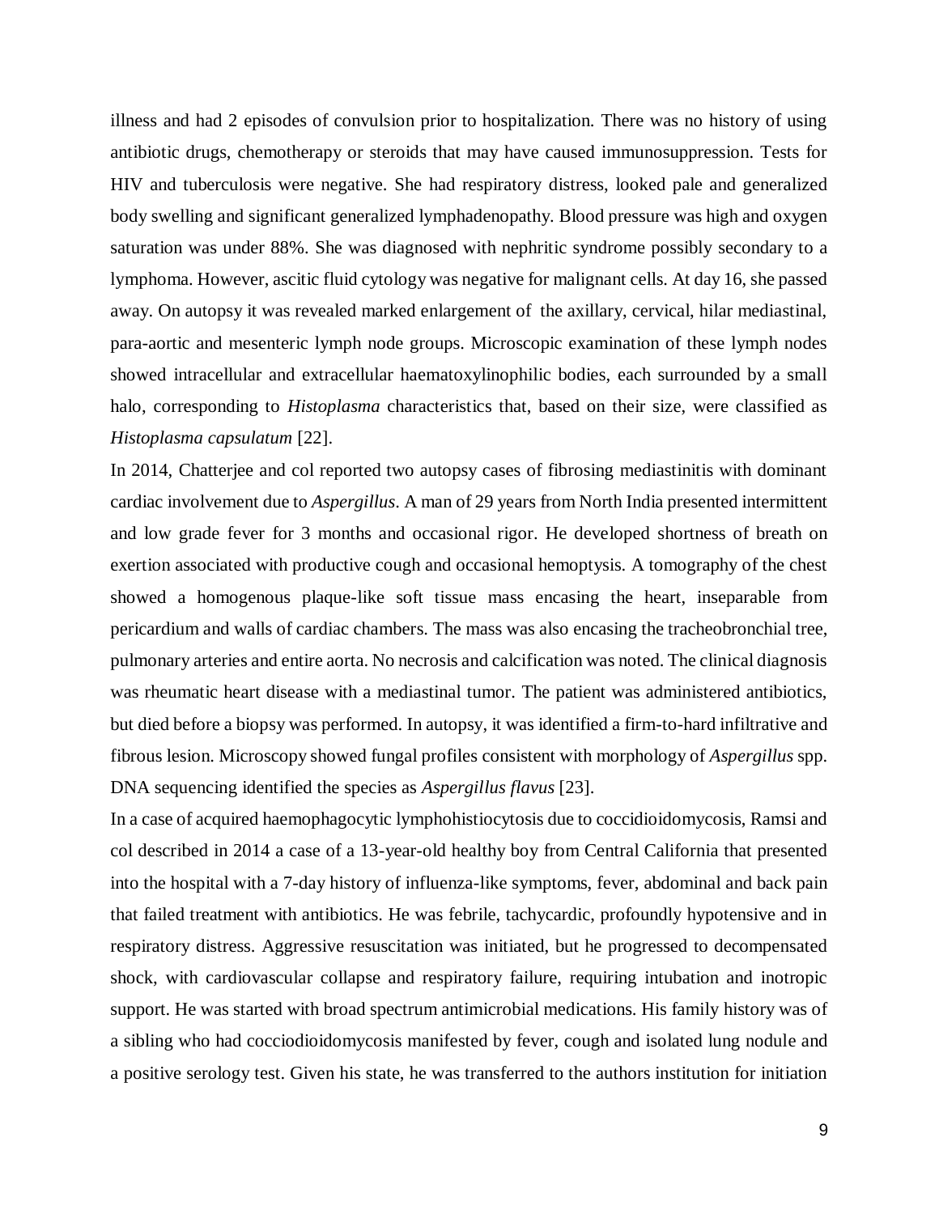illness and had 2 episodes of convulsion prior to hospitalization. There was no history of using antibiotic drugs, chemotherapy or steroids that may have caused immunosuppression. Tests for HIV and tuberculosis were negative. She had respiratory distress, looked pale and generalized body swelling and significant generalized lymphadenopathy. Blood pressure was high and oxygen saturation was under 88%. She was diagnosed with nephritic syndrome possibly secondary to a lymphoma. However, ascitic fluid cytology was negative for malignant cells. At day 16, she passed away. On autopsy it was revealed marked enlargement of the axillary, cervical, hilar mediastinal, para-aortic and mesenteric lymph node groups. Microscopic examination of these lymph nodes showed intracellular and extracellular haematoxylinophilic bodies, each surrounded by a small halo, corresponding to *Histoplasma* characteristics that, based on their size, were classified as *Histoplasma capsulatum* [22].

In 2014, Chatterjee and col reported two autopsy cases of fibrosing mediastinitis with dominant cardiac involvement due to *Aspergillus*. A man of 29 years from North India presented intermittent and low grade fever for 3 months and occasional rigor. He developed shortness of breath on exertion associated with productive cough and occasional hemoptysis. A tomography of the chest showed a homogenous plaque-like soft tissue mass encasing the heart, inseparable from pericardium and walls of cardiac chambers. The mass was also encasing the tracheobronchial tree, pulmonary arteries and entire aorta. No necrosis and calcification was noted. The clinical diagnosis was rheumatic heart disease with a mediastinal tumor. The patient was administered antibiotics, but died before a biopsy was performed. In autopsy, it was identified a firm-to-hard infiltrative and fibrous lesion. Microscopy showed fungal profiles consistent with morphology of *Aspergillus* spp. DNA sequencing identified the species as *Aspergillus flavus* [23].

In a case of acquired haemophagocytic lymphohistiocytosis due to coccidioidomycosis, Ramsi and col described in 2014 a case of a 13-year-old healthy boy from Central California that presented into the hospital with a 7-day history of influenza-like symptoms, fever, abdominal and back pain that failed treatment with antibiotics. He was febrile, tachycardic, profoundly hypotensive and in respiratory distress. Aggressive resuscitation was initiated, but he progressed to decompensated shock, with cardiovascular collapse and respiratory failure, requiring intubation and inotropic support. He was started with broad spectrum antimicrobial medications. His family history was of a sibling who had cocciodioidomycosis manifested by fever, cough and isolated lung nodule and a positive serology test. Given his state, he was transferred to the authors institution for initiation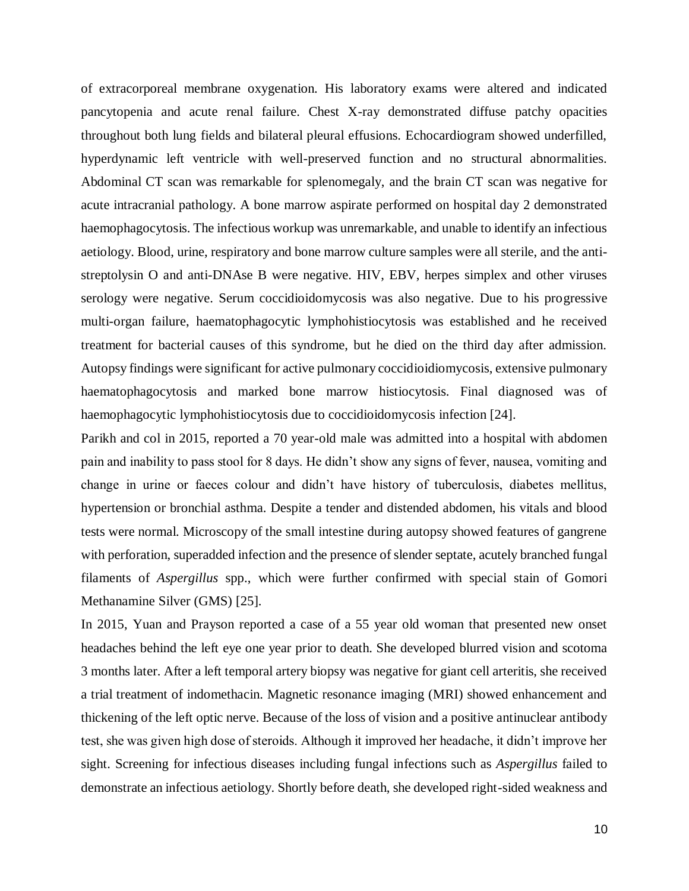of extracorporeal membrane oxygenation. His laboratory exams were altered and indicated pancytopenia and acute renal failure. Chest X-ray demonstrated diffuse patchy opacities throughout both lung fields and bilateral pleural effusions. Echocardiogram showed underfilled, hyperdynamic left ventricle with well-preserved function and no structural abnormalities. Abdominal CT scan was remarkable for splenomegaly, and the brain CT scan was negative for acute intracranial pathology. A bone marrow aspirate performed on hospital day 2 demonstrated haemophagocytosis. The infectious workup was unremarkable, and unable to identify an infectious aetiology. Blood, urine, respiratory and bone marrow culture samples were all sterile, and the anti-streptolysin O and anti-DNAse B were negative. HIV, EBV, herpes simplex and other viruses serology were negative. Serum coccidioidomycosis was also negative. Due to his progressive multi-organ failure, haematophagocytic lymphohistiocytosis was established and he received treatment for bacterial causes of this syndrome, but he died on the third day after admission. Autopsy findings were significant for active pulmonary coccidioidiomycosis, extensive pulmonary haematophagocytosis and marked bone marrow histiocytosis. Final diagnosed was of haemophagocytic lymphohistiocytosis due to coccidioidomycosis infection [24].

Parikh and col in 2015, reported a 70 year-old male was admitted into a hospital with abdomen pain and inability to pass stool for 8 days. He didn't show any signs of fever, nausea, vomiting and change in urine or faeces colour and didn't have history of tuberculosis, diabetes mellitus, hypertension or bronchial asthma. Despite a tender and distended abdomen, his vitals and blood tests were normal. Microscopy of the small intestine during autopsy showed features of gangrene with perforation, superadded infection and the presence of slender septate, acutely branched fungal filaments of *Aspergillus* spp., which were further confirmed with special stain of Gomori Methanamine Silver (GMS) [25].

In 2015, Yuan and Prayson reported a case of a 55 year old woman that presented new onset headaches behind the left eye one year prior to death. She developed blurred vision and scotoma 3 months later. After a left temporal artery biopsy was negative for giant cell arteritis, she received a trial treatment of indomethacin. Magnetic resonance imaging (MRI) showed enhancement and thickening of the left optic nerve. Because of the loss of vision and a positive antinuclear antibody test, she was given high dose of steroids. Although it improved her headache, it didn't improve her sight. Screening for infectious diseases including fungal infections such as *Aspergillus* failed to demonstrate an infectious aetiology. Shortly before death, she developed right-sided weakness and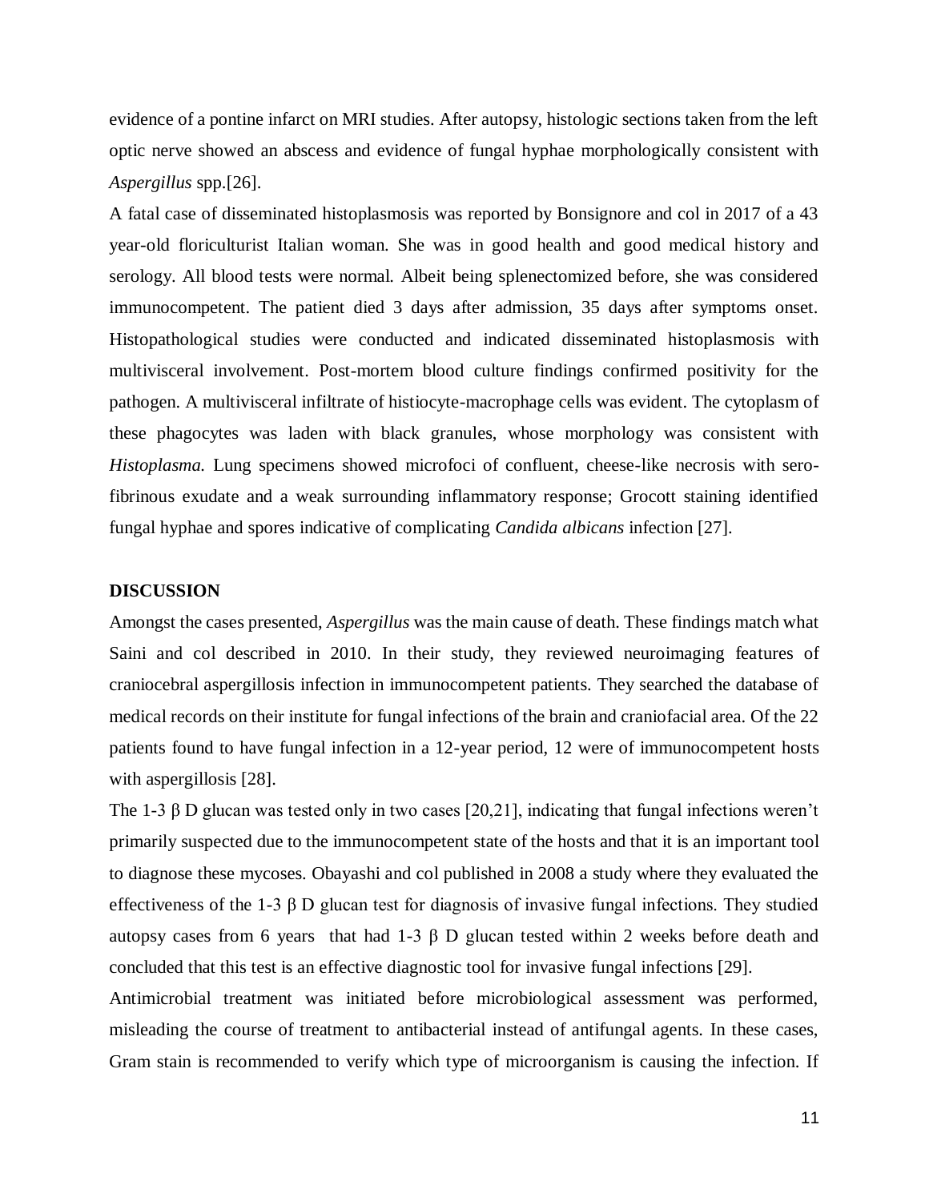evidence of a pontine infarct on MRI studies. After autopsy, histologic sections taken from the left optic nerve showed an abscess and evidence of fungal hyphae morphologically consistent with *Aspergillus* spp.[26].

A fatal case of disseminated histoplasmosis was reported by Bonsignore and col in 2017 of a 43 year-old floriculturist Italian woman. She was in good health and good medical history and serology. All blood tests were normal. Albeit being splenectomized before, she was considered immunocompetent. The patient died 3 days after admission, 35 days after symptoms onset. Histopathological studies were conducted and indicated disseminated histoplasmosis with multivisceral involvement. Post-mortem blood culture findings confirmed positivity for the pathogen. A multivisceral infiltrate of histiocyte-macrophage cells was evident. The cytoplasm of these phagocytes was laden with black granules, whose morphology was consistent with *Histoplasma.* Lung specimens showed microfoci of confluent, cheese-like necrosis with sero-fibrinous exudate and a weak surrounding inflammatory response; Grocott staining identified fungal hyphae and spores indicative of complicating *Candida albicans* infection [27].

## DISCUSSION

Amongst the cases presented, *Aspergillus* was the main cause of death. These findings match what Saini and col described in 2010. In their study, they reviewed neuroimaging features of craniocebral aspergillosis infection in immunocompetent patients. They searched the database of medical records on their institute for fungal infections of the brain and craniofacial area. Of the 22 patients found to have fungal infection in a 12-year period, 12 were of immunocompetent hosts with aspergillosis [28].

The 1-3 β D glucan was tested only in two cases [20,21], indicating that fungal infections weren't primarily suspected due to the immunocompetent state of the hosts and that it is an important tool to diagnose these mycoses. Obayashi and col published in 2008 a study where they evaluated the effectiveness of the 1-3 β D glucan test for diagnosis of invasive fungal infections. They studied autopsy cases from 6 years that had 1-3 β D glucan tested within 2 weeks before death and concluded that this test is an effective diagnostic tool for invasive fungal infections [29].

Antimicrobial treatment was initiated before microbiological assessment was performed, misleading the course of treatment to antibacterial instead of antifungal agents. In these cases, Gram stain is recommended to verify which type of microorganism is causing the infection. If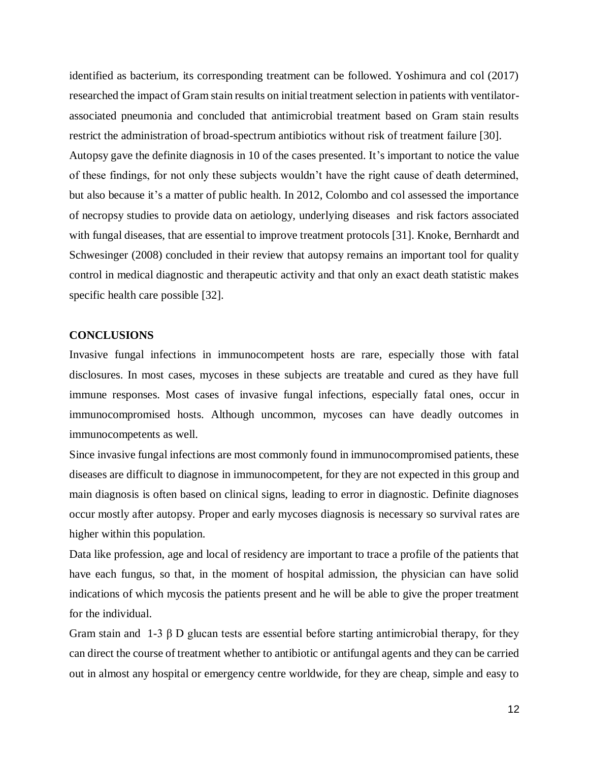identified as bacterium, its corresponding treatment can be followed. Yoshimura and col (2017) researched the impact of Gram stain results on initial treatment selection in patients with ventilator-associated pneumonia and concluded that antimicrobial treatment based on Gram stain results restrict the administration of broad-spectrum antibiotics without risk of treatment failure [30].

Autopsy gave the definite diagnosis in 10 of the cases presented. It's important to notice the value of these findings, for not only these subjects wouldn't have the right cause of death determined, but also because it's a matter of public health. In 2012, Colombo and col assessed the importance of necropsy studies to provide data on aetiology, underlying diseases and risk factors associated with fungal diseases, that are essential to improve treatment protocols [31]. Knoke, Bernhardt and Schwesinger (2008) concluded in their review that autopsy remains an important tool for quality control in medical diagnostic and therapeutic activity and that only an exact death statistic makes specific health care possible [32].

## CONCLUSIONS

Invasive fungal infections in immunocompetent hosts are rare, especially those with fatal disclosures. In most cases, mycoses in these subjects are treatable and cured as they have full immune responses. Most cases of invasive fungal infections, especially fatal ones, occur in immunocompromised hosts. Although uncommon, mycoses can have deadly outcomes in immunocompetents as well.

Since invasive fungal infections are most commonly found in immunocompromised patients, these diseases are difficult to diagnose in immunocompetent, for they are not expected in this group and main diagnosis is often based on clinical signs, leading to error in diagnostic. Definite diagnoses occur mostly after autopsy. Proper and early mycoses diagnosis is necessary so survival rates are higher within this population.

Data like profession, age and local of residency are important to trace a profile of the patients that have each fungus, so that, in the moment of hospital admission, the physician can have solid indications of which mycosis the patients present and he will be able to give the proper treatment for the individual.

Gram stain and 1-3 β D glucan tests are essential before starting antimicrobial therapy, for they can direct the course of treatment whether to antibiotic or antifungal agents and they can be carried out in almost any hospital or emergency centre worldwide, for they are cheap, simple and easy to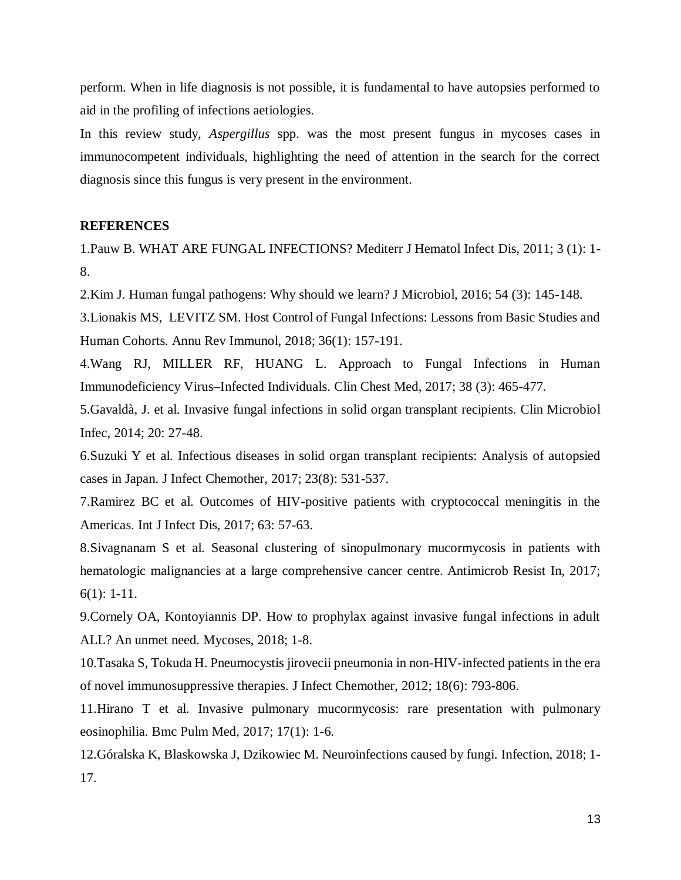perform. When in life diagnosis is not possible, it is fundamental to have autopsies performed to aid in the profiling of infections aetiologies.

In this review study, *Aspergillus* spp. was the most present fungus in mycoses cases in immunocompetent individuals, highlighting the need of attention in the search for the correct diagnosis since this fungus is very present in the environment.

**REFERENCES**

1.Pauw B. WHAT ARE FUNGAL INFECTIONS? Mediterr J Hematol Infect Dis, 2011; 3 (1): 1-8.

2.Kim J. Human fungal pathogens: Why should we learn? J Microbiol, 2016; 54 (3): 145-148.

3.Lionakis MS, LEVITZ SM. Host Control of Fungal Infections: Lessons from Basic Studies and Human Cohorts. Annu Rev Immunol, 2018; 36(1): 157-191.

4.Wang RJ, MILLER RF, HUANG L. Approach to Fungal Infections in Human Immunodeficiency Virus–Infected Individuals. Clin Chest Med, 2017; 38 (3): 465-477.

5.Gavaldà, J. et al. Invasive fungal infections in solid organ transplant recipients. Clin Microbiol Infec, 2014; 20: 27-48.

6.Suzuki Y et al. Infectious diseases in solid organ transplant recipients: Analysis of autopsied cases in Japan. J Infect Chemother, 2017; 23(8): 531-537.

7.Ramirez BC et al. Outcomes of HIV-positive patients with cryptococcal meningitis in the Americas. Int J Infect Dis, 2017; 63: 57-63.

8.Sivagnanam S et al. Seasonal clustering of sinopulmonary mucormycosis in patients with hematologic malignancies at a large comprehensive cancer centre. Antimicrob Resist In, 2017; 6(1): 1-11.

9.Cornely OA, Kontoyiannis DP. How to prophylax against invasive fungal infections in adult ALL? An unmet need. Mycoses, 2018; 1-8.

10.Tasaka S, Tokuda H. Pneumocystis jirovecii pneumonia in non-HIV-infected patients in the era of novel immunosuppressive therapies. J Infect Chemother, 2012; 18(6): 793-806.

11.Hirano T et al. Invasive pulmonary mucormycosis: rare presentation with pulmonary eosinophilia. Bmc Pulm Med, 2017; 17(1): 1-6.

12.Góralska K, Blaskowska J, Dzikowiec M. Neuroinfections caused by fungi. Infection, 2018; 1-17.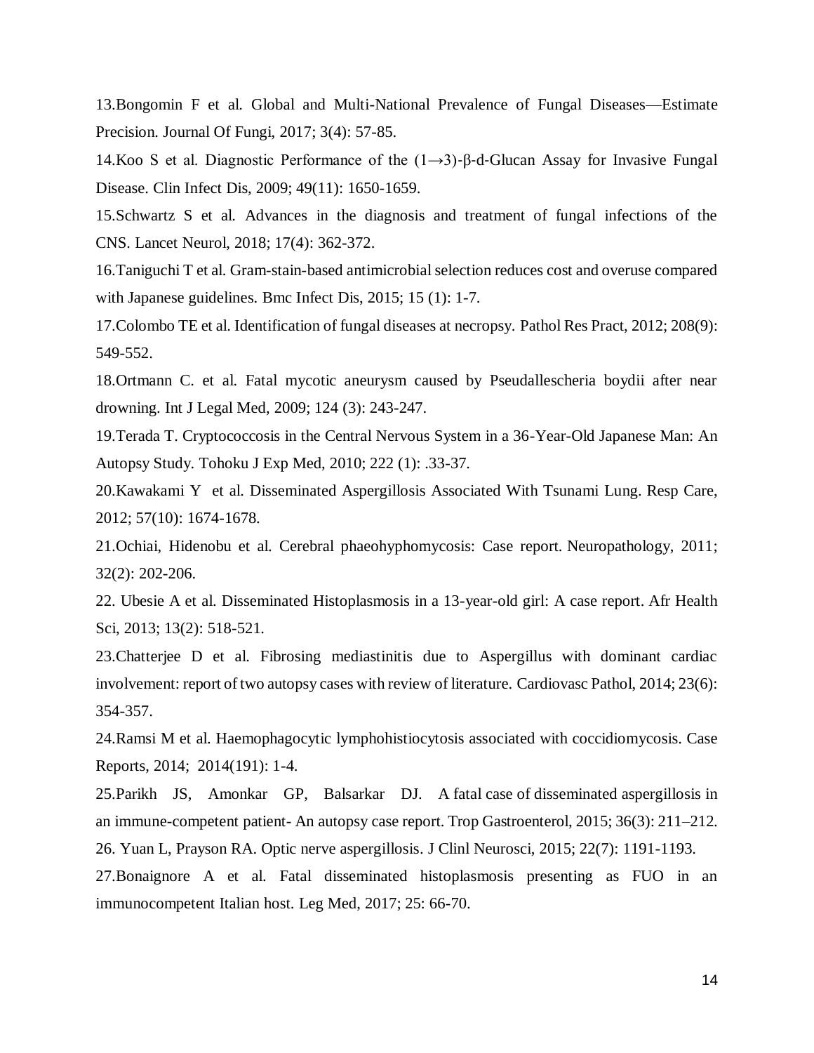13.Bongomin F et al. Global and Multi-National Prevalence of Fungal Diseases—Estimate Precision. Journal Of Fungi, 2017; 3(4): 57-85.

14.Koo S et al. Diagnostic Performance of the (1→3)-β-d-Glucan Assay for Invasive Fungal Disease. Clin Infect Dis, 2009; 49(11): 1650-1659.

15.Schwartz S et al. Advances in the diagnosis and treatment of fungal infections of the CNS. Lancet Neurol, 2018; 17(4): 362-372.

16.Taniguchi T et al. Gram-stain-based antimicrobial selection reduces cost and overuse compared with Japanese guidelines. Bmc Infect Dis, 2015; 15 (1): 1-7.

17.Colombo TE et al. Identification of fungal diseases at necropsy. Pathol Res Pract, 2012; 208(9): 549-552.

18.Ortmann C. et al. Fatal mycotic aneurysm caused by Pseudallescheria boydii after near drowning. Int J Legal Med, 2009; 124 (3): 243-247.

19.Terada T. Cryptococcosis in the Central Nervous System in a 36-Year-Old Japanese Man: An Autopsy Study. Tohoku J Exp Med, 2010; 222 (1): .33-37.

20.Kawakami Y et al. Disseminated Aspergillosis Associated With Tsunami Lung. Resp Care, 2012; 57(10): 1674-1678.

21.Ochiai, Hidenobu et al. Cerebral phaeohyphomycosis: Case report. Neuropathology, 2011; 32(2): 202-206.

22. Ubesie A et al. Disseminated Histoplasmosis in a 13-year-old girl: A case report. Afr Health Sci, 2013; 13(2): 518-521.

23.Chatterjee D et al. Fibrosing mediastinitis due to Aspergillus with dominant cardiac involvement: report of two autopsy cases with review of literature. Cardiovasc Pathol, 2014; 23(6): 354-357.

24.Ramsi M et al. Haemophagocytic lymphohistiocytosis associated with coccidiomycosis. Case Reports, 2014; 2014(191): 1-4.

25.Parikh JS, Amonkar GP, Balsarkar DJ. A fatal case of disseminated aspergillosis in an immune-competent patient- An autopsy case report. Trop Gastroenterol, 2015; 36(3): 211–212.

26. Yuan L, Prayson RA. Optic nerve aspergillosis. J Clinl Neurosci, 2015; 22(7): 1191-1193.

27.Bonaignore A et al. Fatal disseminated histoplasmosis presenting as FUO in an immunocompetent Italian host. Leg Med, 2017; 25: 66-70.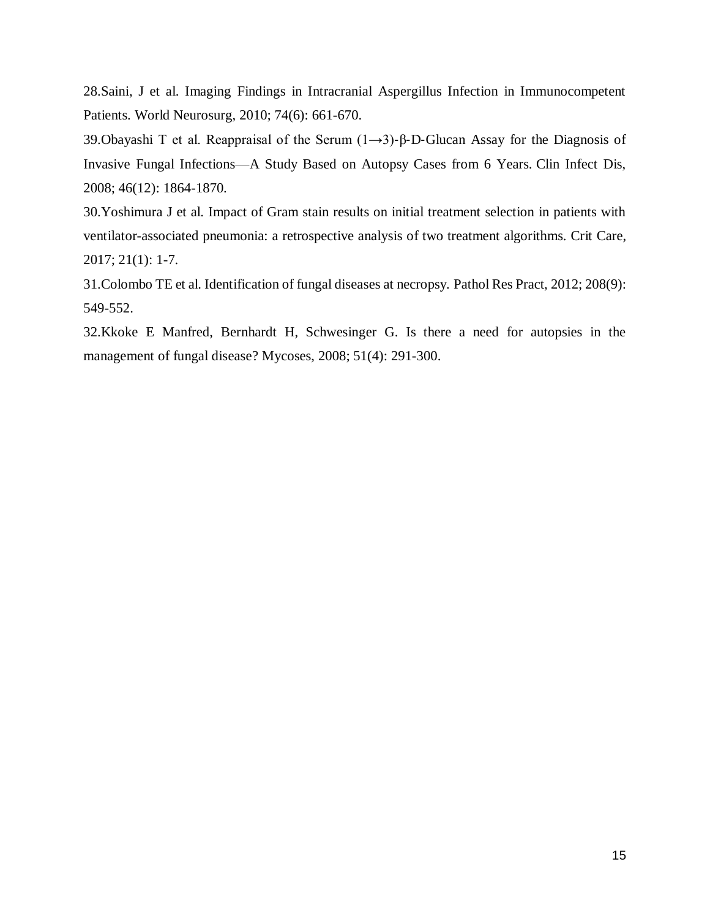28.Saini, J et al. Imaging Findings in Intracranial Aspergillus Infection in Immunocompetent Patients. World Neurosurg, 2010; 74(6): 661-670.

39.Obayashi T et al. Reappraisal of the Serum (1→3)-β-D-Glucan Assay for the Diagnosis of Invasive Fungal Infections—A Study Based on Autopsy Cases from 6 Years. Clin Infect Dis, 2008; 46(12): 1864-1870.

30.Yoshimura J et al. Impact of Gram stain results on initial treatment selection in patients with ventilator-associated pneumonia: a retrospective analysis of two treatment algorithms. Crit Care, 2017; 21(1): 1-7.

31.Colombo TE et al. Identification of fungal diseases at necropsy. Pathol Res Pract, 2012; 208(9): 549-552.

32.Kkoke E Manfred, Bernhardt H, Schwesinger G. Is there a need for autopsies in the management of fungal disease? Mycoses, 2008; 51(4): 291-300.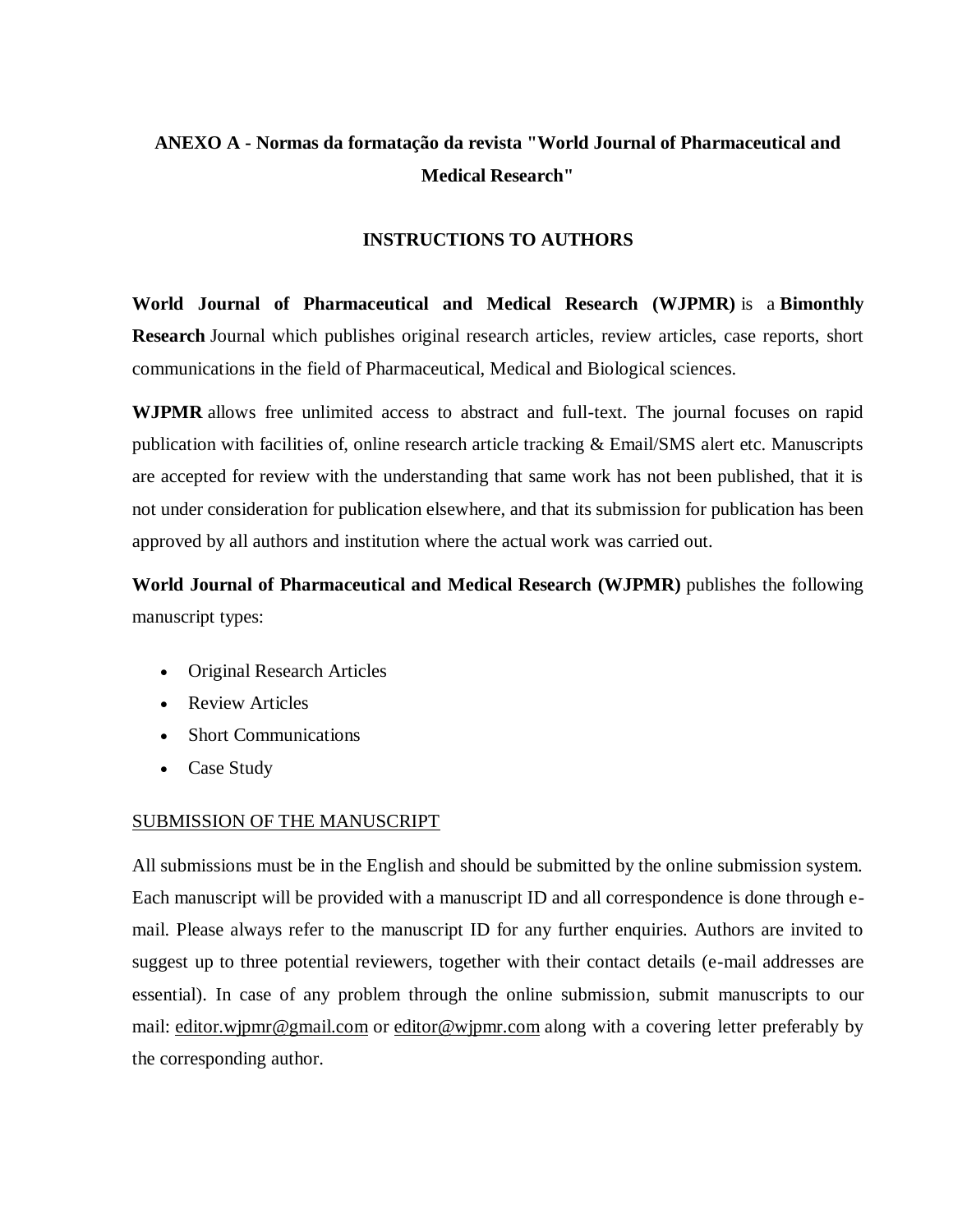## ANEXO A - Normas da formatação da revista "World Journal of Pharmaceutical and Medical Research"

### INSTRUCTIONS TO AUTHORS

**World Journal of Pharmaceutical and Medical Research (WJPMR)** is a **Bimonthly Research** Journal which publishes original research articles, review articles, case reports, short communications in the field of Pharmaceutical, Medical and Biological sciences.

**WJPMR** allows free unlimited access to abstract and full-text. The journal focuses on rapid publication with facilities of, online research article tracking & Email/SMS alert etc. Manuscripts are accepted for review with the understanding that same work has not been published, that it is not under consideration for publication elsewhere, and that its submission for publication has been approved by all authors and institution where the actual work was carried out.

**World Journal of Pharmaceutical and Medical Research (WJPMR)** publishes the following manuscript types:

- Original Research Articles
- Review Articles
- Short Communications
- Case Study

SUBMISSION OF THE MANUSCRIPT

All submissions must be in the English and should be submitted by the online submission system. Each manuscript will be provided with a manuscript ID and all correspondence is done through e-mail. Please always refer to the manuscript ID for any further enquiries. Authors are invited to suggest up to three potential reviewers, together with their contact details (e-mail addresses are essential). In case of any problem through the online submission, submit manuscripts to our mail: editor.wjpmr@gmail.com or editor@wjpmr.com along with a covering letter preferably by the corresponding author.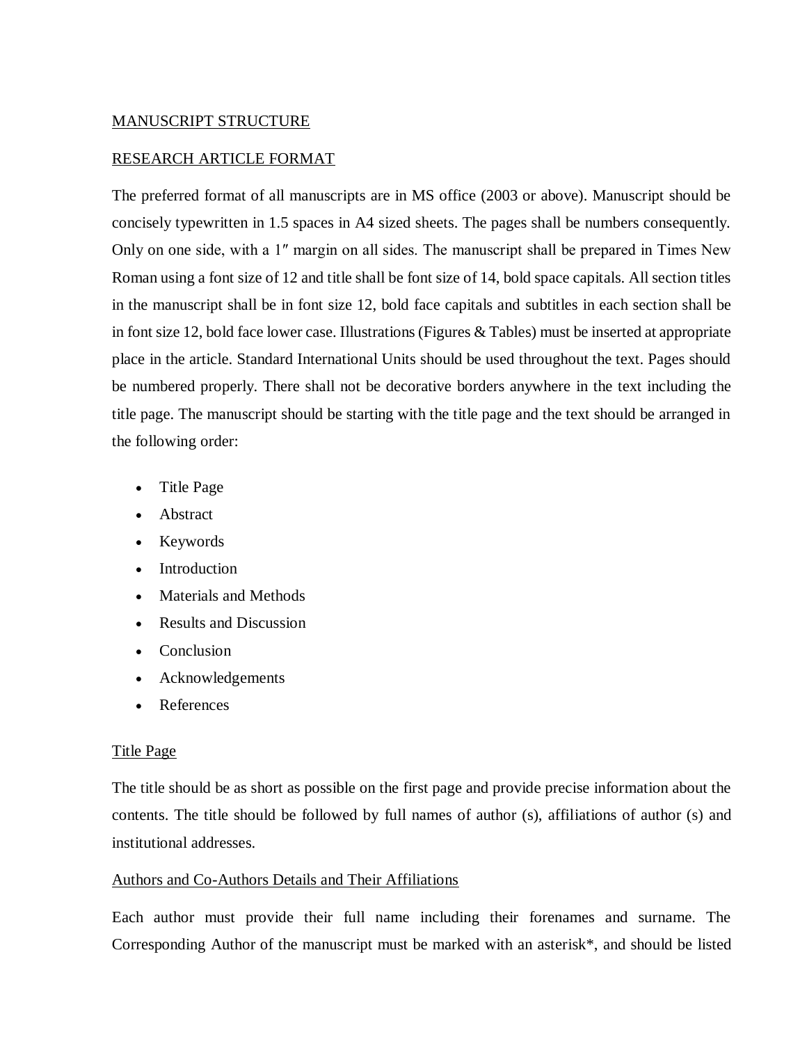## MANUSCRIPT STRUCTURE

## RESEARCH ARTICLE FORMAT

The preferred format of all manuscripts are in MS office (2003 or above). Manuscript should be concisely typewritten in 1.5 spaces in A4 sized sheets. The pages shall be numbers consequently. Only on one side, with a 1″ margin on all sides. The manuscript shall be prepared in Times New Roman using a font size of 12 and title shall be font size of 14, bold space capitals. All section titles in the manuscript shall be in font size 12, bold face capitals and subtitles in each section shall be in font size 12, bold face lower case. Illustrations (Figures & Tables) must be inserted at appropriate place in the article. Standard International Units should be used throughout the text. Pages should be numbered properly. There shall not be decorative borders anywhere in the text including the title page. The manuscript should be starting with the title page and the text should be arranged in the following order:

- Title Page
- Abstract
- Keywords
- Introduction
- Materials and Methods
- Results and Discussion
- Conclusion
- Acknowledgements
- References

### Title Page

The title should be as short as possible on the first page and provide precise information about the contents. The title should be followed by full names of author (s), affiliations of author (s) and institutional addresses.

### Authors and Co-Authors Details and Their Affiliations

Each author must provide their full name including their forenames and surname. The Corresponding Author of the manuscript must be marked with an asterisk*, and should be listed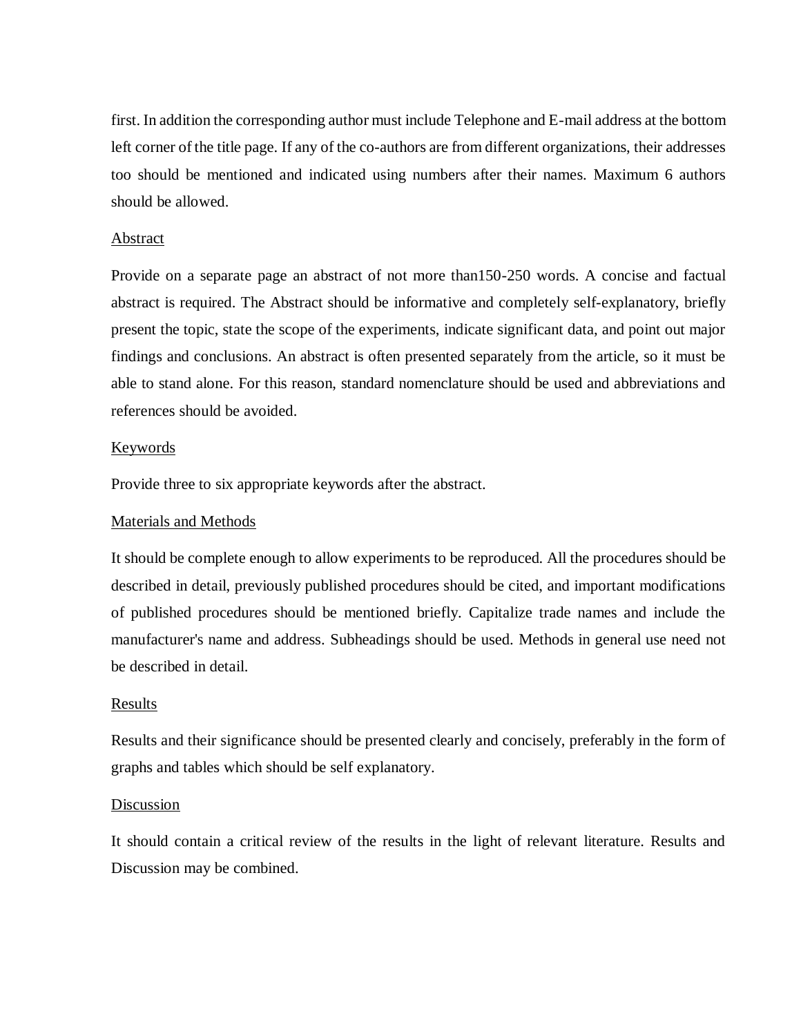first. In addition the corresponding author must include Telephone and E-mail address at the bottom left corner of the title page. If any of the co-authors are from different organizations, their addresses too should be mentioned and indicated using numbers after their names. Maximum 6 authors should be allowed.

<u>Abstract</u>

Provide on a separate page an abstract of not more than150-250 words. A concise and factual abstract is required. The Abstract should be informative and completely self-explanatory, briefly present the topic, state the scope of the experiments, indicate significant data, and point out major findings and conclusions. An abstract is often presented separately from the article, so it must be able to stand alone. For this reason, standard nomenclature should be used and abbreviations and references should be avoided.

<u>Keywords</u>

Provide three to six appropriate keywords after the abstract.

<u>Materials and Methods</u>

It should be complete enough to allow experiments to be reproduced. All the procedures should be described in detail, previously published procedures should be cited, and important modifications of published procedures should be mentioned briefly. Capitalize trade names and include the manufacturer's name and address. Subheadings should be used. Methods in general use need not be described in detail.

<u>Results</u>

Results and their significance should be presented clearly and concisely, preferably in the form of graphs and tables which should be self explanatory.

<u>Discussion</u>

It should contain a critical review of the results in the light of relevant literature. Results and Discussion may be combined.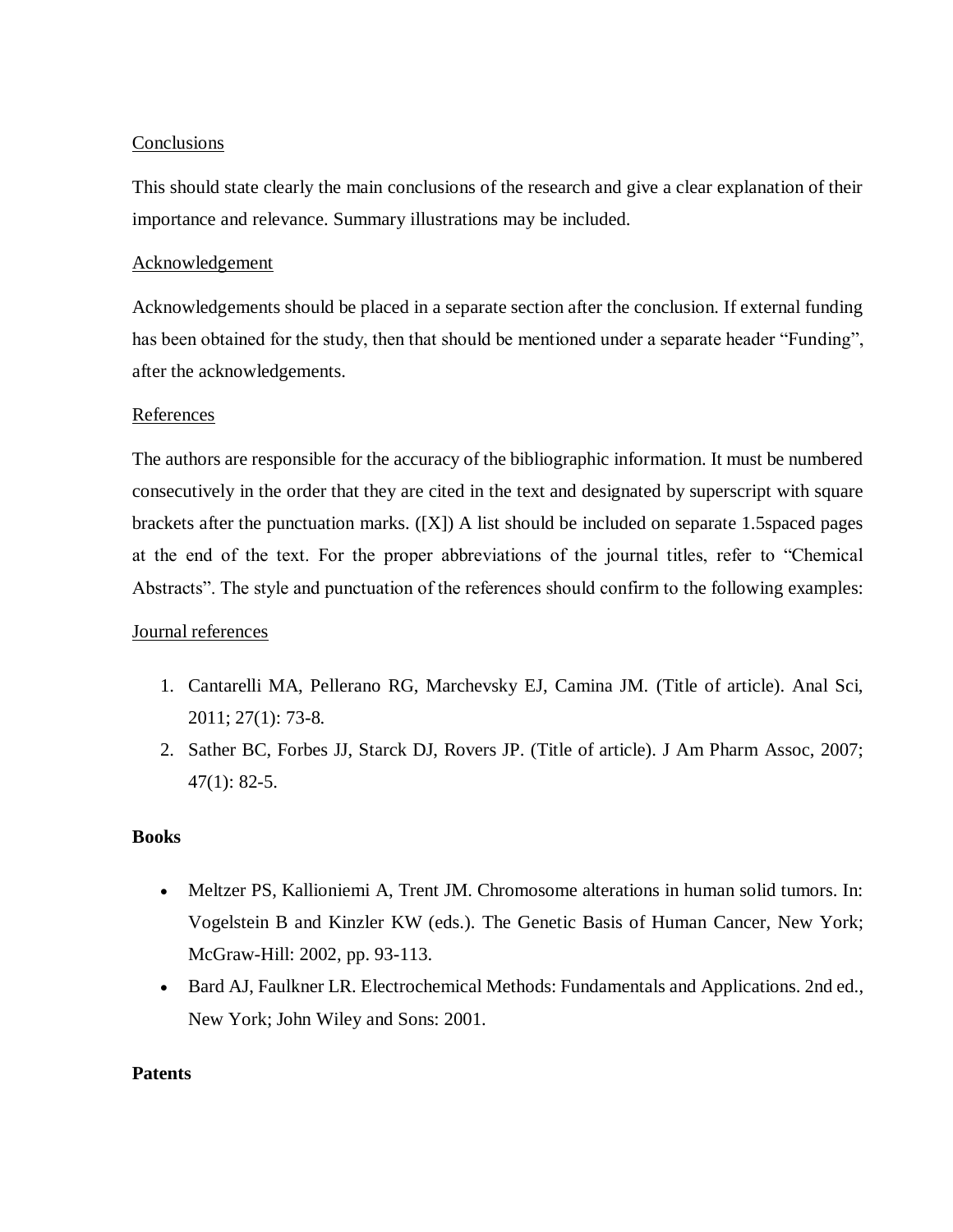Conclusions

This should state clearly the main conclusions of the research and give a clear explanation of their importance and relevance. Summary illustrations may be included.

Acknowledgement

Acknowledgements should be placed in a separate section after the conclusion. If external funding has been obtained for the study, then that should be mentioned under a separate header "Funding", after the acknowledgements.

References

The authors are responsible for the accuracy of the bibliographic information. It must be numbered consecutively in the order that they are cited in the text and designated by superscript with square brackets after the punctuation marks. ([X]) A list should be included on separate 1.5spaced pages at the end of the text. For the proper abbreviations of the journal titles, refer to "Chemical Abstracts". The style and punctuation of the references should confirm to the following examples:

Journal references

1. Cantarelli MA, Pellerano RG, Marchevsky EJ, Camina JM. (Title of article). Anal Sci, 2011; 27(1): 73-8.
2. Sather BC, Forbes JJ, Starck DJ, Rovers JP. (Title of article). J Am Pharm Assoc, 2007; 47(1): 82-5.

**Books**

- Meltzer PS, Kallioniemi A, Trent JM. Chromosome alterations in human solid tumors. In: Vogelstein B and Kinzler KW (eds.). The Genetic Basis of Human Cancer, New York; McGraw-Hill: 2002, pp. 93-113.
- Bard AJ, Faulkner LR. Electrochemical Methods: Fundamentals and Applications. 2nd ed., New York; John Wiley and Sons: 2001.

**Patents**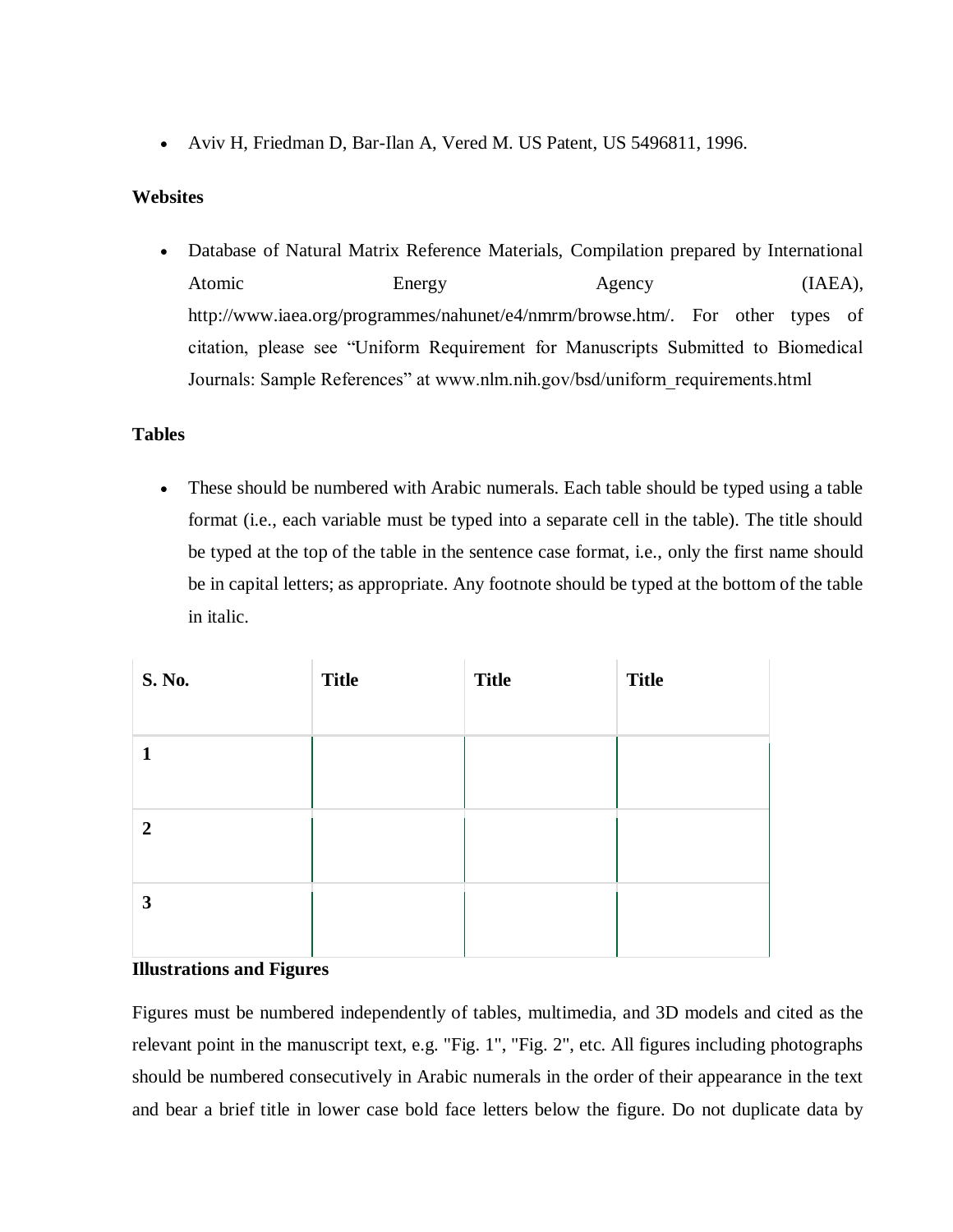- Aviv H, Friedman D, Bar-Ilan A, Vered M. US Patent, US 5496811, 1996.

**Websites**

- Database of Natural Matrix Reference Materials, Compilation prepared by International Atomic Energy Agency (IAEA), http://www.iaea.org/programmes/nahunet/e4/nmrm/browse.htm/. For other types of citation, please see "Uniform Requirement for Manuscripts Submitted to Biomedical Journals: Sample References" at www.nlm.nih.gov/bsd/uniform_requirements.html

**Tables**

- These should be numbered with Arabic numerals. Each table should be typed using a table format (i.e., each variable must be typed into a separate cell in the table). The title should be typed at the top of the table in the sentence case format, i.e., only the first name should be in capital letters; as appropriate. Any footnote should be typed at the bottom of the table in italic.

| **S. No.** | **Title** | **Title** | **Title** |
|---|---|---|---|
| **1** | | | |
| **2** | | | |
| **3** | | | |

**Illustrations and Figures**

Figures must be numbered independently of tables, multimedia, and 3D models and cited as the relevant point in the manuscript text, e.g. "Fig. 1", "Fig. 2", etc. All figures including photographs should be numbered consecutively in Arabic numerals in the order of their appearance in the text and bear a brief title in lower case bold face letters below the figure. Do not duplicate data by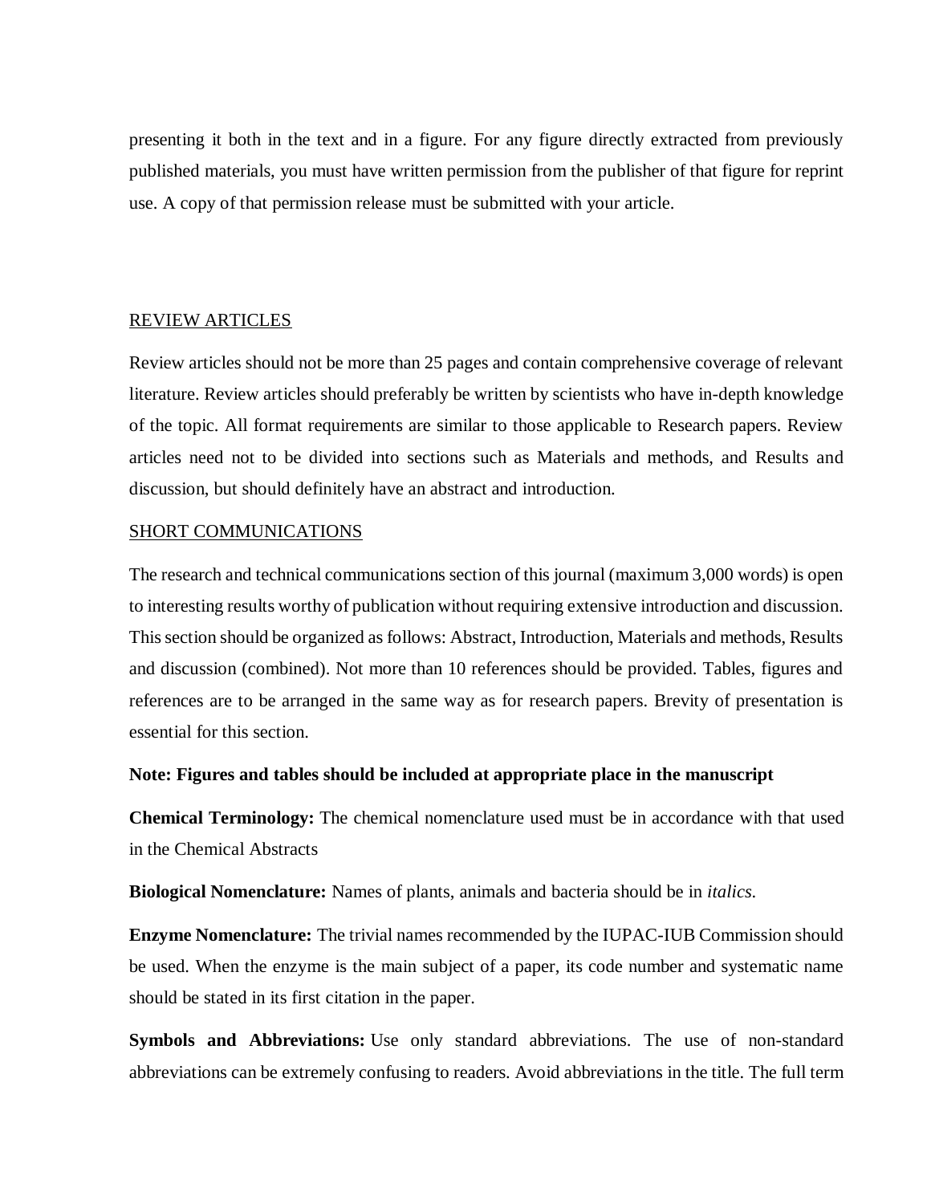presenting it both in the text and in a figure. For any figure directly extracted from previously published materials, you must have written permission from the publisher of that figure for reprint use. A copy of that permission release must be submitted with your article.

## REVIEW ARTICLES

Review articles should not be more than 25 pages and contain comprehensive coverage of relevant literature. Review articles should preferably be written by scientists who have in-depth knowledge of the topic. All format requirements are similar to those applicable to Research papers. Review articles need not to be divided into sections such as Materials and methods, and Results and discussion, but should definitely have an abstract and introduction.

## SHORT COMMUNICATIONS

The research and technical communications section of this journal (maximum 3,000 words) is open to interesting results worthy of publication without requiring extensive introduction and discussion. This section should be organized as follows: Abstract, Introduction, Materials and methods, Results and discussion (combined). Not more than 10 references should be provided. Tables, figures and references are to be arranged in the same way as for research papers. Brevity of presentation is essential for this section.

**Note: Figures and tables should be included at appropriate place in the manuscript**

**Chemical Terminology:** The chemical nomenclature used must be in accordance with that used in the Chemical Abstracts

**Biological Nomenclature:** Names of plants, animals and bacteria should be in *italics.*

**Enzyme Nomenclature:** The trivial names recommended by the IUPAC-IUB Commission should be used. When the enzyme is the main subject of a paper, its code number and systematic name should be stated in its first citation in the paper.

**Symbols and Abbreviations:** Use only standard abbreviations. The use of non-standard abbreviations can be extremely confusing to readers. Avoid abbreviations in the title. The full term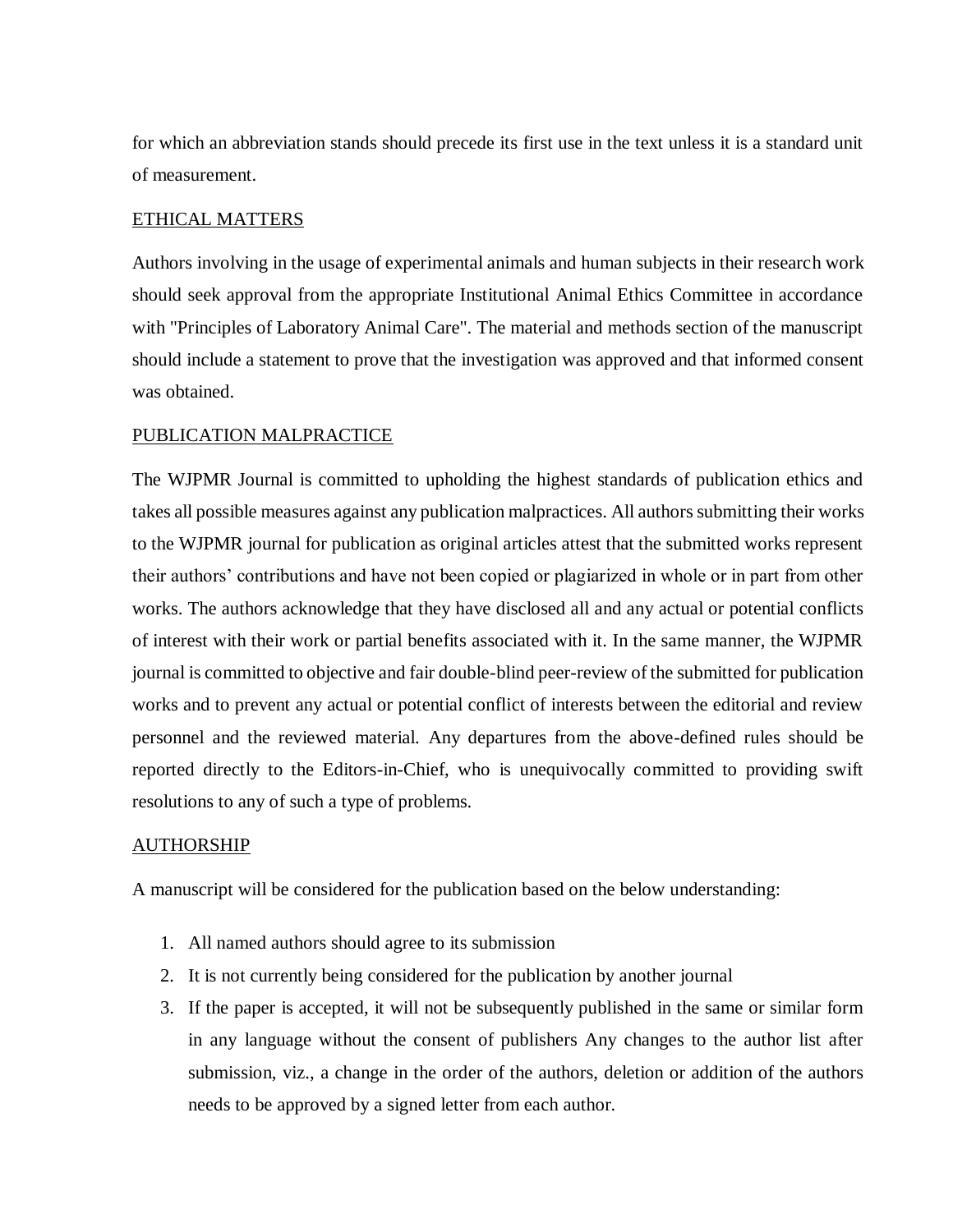for which an abbreviation stands should precede its first use in the text unless it is a standard unit of measurement.

## ETHICAL MATTERS

Authors involving in the usage of experimental animals and human subjects in their research work should seek approval from the appropriate Institutional Animal Ethics Committee in accordance with "Principles of Laboratory Animal Care". The material and methods section of the manuscript should include a statement to prove that the investigation was approved and that informed consent was obtained.

## PUBLICATION MALPRACTICE

The WJPMR Journal is committed to upholding the highest standards of publication ethics and takes all possible measures against any publication malpractices. All authors submitting their works to the WJPMR journal for publication as original articles attest that the submitted works represent their authors' contributions and have not been copied or plagiarized in whole or in part from other works. The authors acknowledge that they have disclosed all and any actual or potential conflicts of interest with their work or partial benefits associated with it. In the same manner, the WJPMR journal is committed to objective and fair double-blind peer-review of the submitted for publication works and to prevent any actual or potential conflict of interests between the editorial and review personnel and the reviewed material. Any departures from the above-defined rules should be reported directly to the Editors-in-Chief, who is unequivocally committed to providing swift resolutions to any of such a type of problems.

## AUTHORSHIP

A manuscript will be considered for the publication based on the below understanding:

1. All named authors should agree to its submission
2. It is not currently being considered for the publication by another journal
3. If the paper is accepted, it will not be subsequently published in the same or similar form in any language without the consent of publishers Any changes to the author list after submission, viz., a change in the order of the authors, deletion or addition of the authors needs to be approved by a signed letter from each author.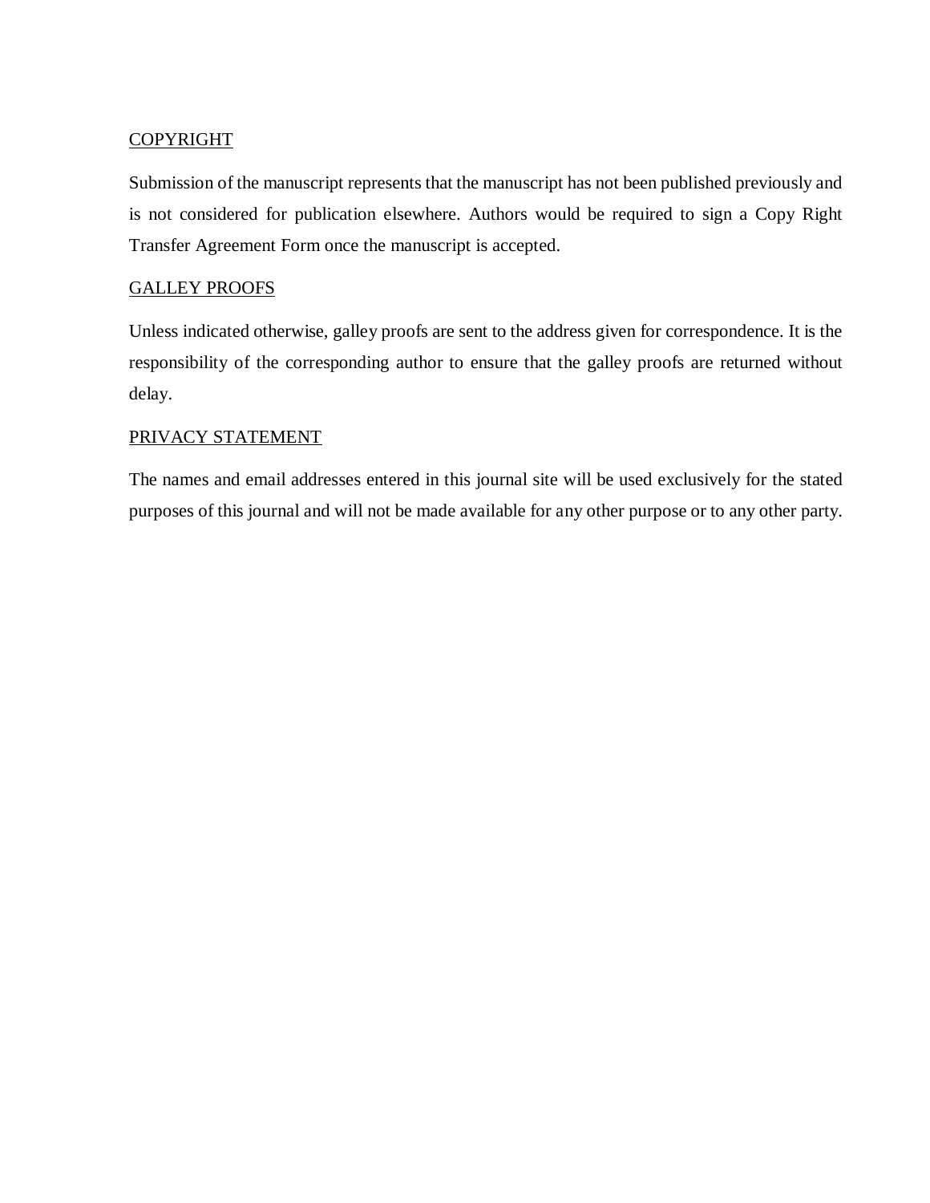## COPYRIGHT

Submission of the manuscript represents that the manuscript has not been published previously and is not considered for publication elsewhere. Authors would be required to sign a Copy Right Transfer Agreement Form once the manuscript is accepted.

## GALLEY PROOFS

Unless indicated otherwise, galley proofs are sent to the address given for correspondence. It is the responsibility of the corresponding author to ensure that the galley proofs are returned without delay.

## PRIVACY STATEMENT

The names and email addresses entered in this journal site will be used exclusively for the stated purposes of this journal and will not be made available for any other purpose or to any other party.